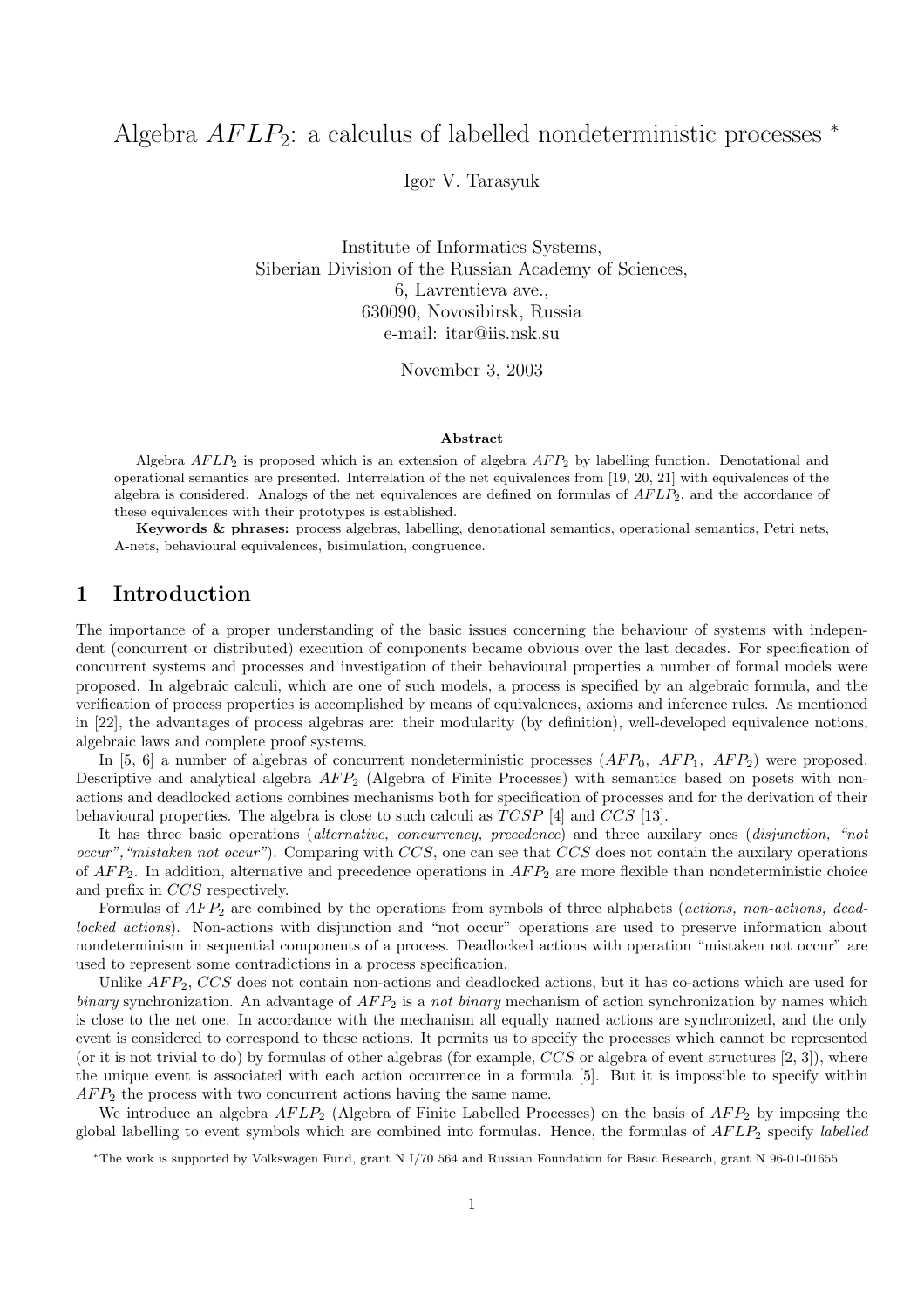# Algebra $AFLP_2$: a calculus of labelled nondeterministic processes *

Igor V. Tarasyuk

Institute of Informatics Systems,
Siberian Division of the Russian Academy of Sciences,
6, Lavrentieva ave.,
630090, Novosibirsk, Russia
e-mail: itar@iis.nsk.su

November 3, 2003

**Abstract**

Algebra $AFLP_2$ is proposed which is an extension of algebra $AFP_2$ by labelling function. Denotational and operational semantics are presented. Interrelation of the net equivalences from [19, 20, 21] with equivalences of the algebra is considered. Analogs of the net equivalences are defined on formulas of $AFLP_2$, and the accordance of these equivalences with their prototypes is established.

**Keywords & phrases:** process algebras, labelling, denotational semantics, operational semantics, Petri nets, A-nets, behavioural equivalences, bisimulation, congruence.

## 1 Introduction

The importance of a proper understanding of the basic issues concerning the behaviour of systems with independent (concurrent or distributed) execution of components became obvious over the last decades. For specification of concurrent systems and processes and investigation of their behavioural properties a number of formal models were proposed. In algebraic calculi, which are one of such models, a process is specified by an algebraic formula, and the verification of process properties is accomplished by means of equivalences, axioms and inference rules. As mentioned in [22], the advantages of process algebras are: their modularity (by definition), well-developed equivalence notions, algebraic laws and complete proof systems.

In [5, 6] a number of algebras of concurrent nondeterministic processes ($AFP_0$, $AFP_1$, $AFP_2$) were proposed. Descriptive and analytical algebra $AFP_2$ (Algebra of Finite Processes) with semantics based on posets with non-actions and deadlocked actions combines mechanisms both for specification of processes and for the derivation of their behavioural properties. The algebra is close to such calculi as $TCSP$ [4] and $CCS$ [13].

It has three basic operations (*alternative, concurrency, precedence*) and three auxilary ones (*disjunction, "not occur", "mistaken not occur"*). Comparing with $CCS$, one can see that $CCS$ does not contain the auxilary operations of $AFP_2$. In addition, alternative and precedence operations in $AFP_2$ are more flexible than nondeterministic choice and prefix in $CCS$ respectively.

Formulas of $AFP_2$ are combined by the operations from symbols of three alphabets (*actions, non-actions, deadlocked actions*). Non-actions with disjunction and "not occur" operations are used to preserve information about nondeterminism in sequential components of a process. Deadlocked actions with operation "mistaken not occur" are used to represent some contradictions in a process specification.

Unlike $AFP_2$, $CCS$ does not contain non-actions and deadlocked actions, but it has co-actions which are used for *binary* synchronization. An advantage of $AFP_2$ is a *not binary* mechanism of action synchronization by names which is close to the net one. In accordance with the mechanism all equally named actions are synchronized, and the only event is considered to correspond to these actions. It permits us to specify the processes which cannot be represented (or it is not trivial to do) by formulas of other algebras (for example, $CCS$ or algebra of event structures [2, 3]), where the unique event is associated with each action occurrence in a formula [5]. But it is impossible to specify within $AFP_2$ the process with two concurrent actions having the same name.

We introduce an algebra $AFLP_2$ (Algebra of Finite Labelled Processes) on the basis of $AFP_2$ by imposing the global labelling to event symbols which are combined into formulas. Hence, the formulas of $AFLP_2$ specify *labelled*

---

*The work is supported by Volkswagen Fund, grant N I/70 564 and Russian Foundation for Basic Research, grant N 96-01-01655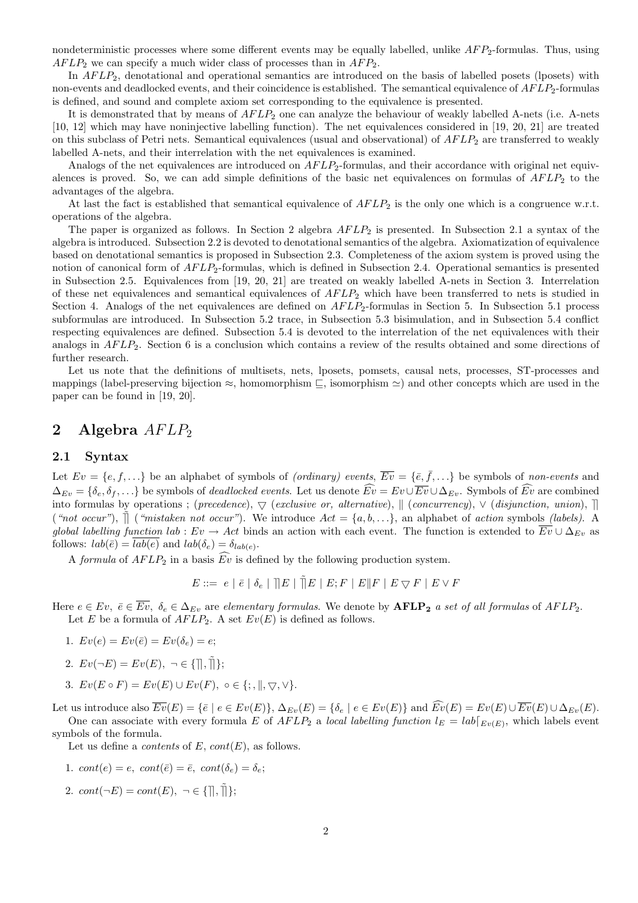nondeterministic processes where some different events may be equally labelled, unlike $AFP_2$-formulas. Thus, using $AFLP_2$ we can specify a much wider class of processes than in $AFP_2$.

In $AFLP_2$, denotational and operational semantics are introduced on the basis of labelled posets (lposets) with non-events and deadlocked events, and their coincidence is established. The semantical equivalence of $AFLP_2$-formulas is defined, and sound and complete axiom set corresponding to the equivalence is presented.

It is demonstrated that by means of $AFLP_2$ one can analyze the behaviour of weakly labelled A-nets (i.e. A-nets [10, 12] which may have noninjective labelling function). The net equivalences considered in [19, 20, 21] are treated on this subclass of Petri nets. Semantical equivalences (usual and observational) of $AFLP_2$ are transferred to weakly labelled A-nets, and their interrelation with the net equivalences is examined.

Analogs of the net equivalences are introduced on $AFLP_2$-formulas, and their accordance with original net equivalences is proved. So, we can add simple definitions of the basic net equivalences on formulas of $AFLP_2$ to the advantages of the algebra.

At last the fact is established that semantical equivalence of $AFLP_2$ is the only one which is a congruence w.r.t. operations of the algebra.

The paper is organized as follows. In Section 2 algebra $AFLP_2$ is presented. In Subsection 2.1 a syntax of the algebra is introduced. Subsection 2.2 is devoted to denotational semantics of the algebra. Axiomatization of equivalence based on denotational semantics is proposed in Subsection 2.3. Completeness of the axiom system is proved using the notion of canonical form of $AFLP_2$-formulas, which is defined in Subsection 2.4. Operational semantics is presented in Subsection 2.5. Equivalences from [19, 20, 21] are treated on weakly labelled A-nets in Section 3. Interrelation of these net equivalences and semantical equivalences of $AFLP_2$ which have been transferred to nets is studied in Section 4. Analogs of the net equivalences are defined on $AFLP_2$-formulas in Section 5. In Subsection 5.1 process subformulas are introduced. In Subsection 5.2 trace, in Subsection 5.3 bisimulation, and in Subsection 5.4 conflict respecting equivalences are defined. Subsection 5.4 is devoted to the interrelation of the net equivalences with their analogs in $AFLP_2$. Section 6 is a conclusion which contains a review of the results obtained and some directions of further research.

Let us note that the definitions of multisets, nets, lposets, pomsets, causal nets, processes, ST-processes and mappings (label-preserving bijection $\approx$, homomorphism $\sqsubseteq$, isomorphism $\simeq$) and other concepts which are used in the paper can be found in [19, 20].

## 2 Algebra $AFLP_2$

### 2.1 Syntax

Let $Ev = \{e, f, \ldots\}$ be an alphabet of symbols of *(ordinary) events*, $\overline{Ev} = \{\bar{e}, \bar{f}, \ldots\}$ be symbols of *non-events* and $\Delta_{Ev} = \{\delta_e, \delta_f, \ldots\}$ be symbols of *deadlocked events*. Let us denote $\widehat{Ev} = Ev \cup \overline{Ev} \cup \Delta_{Ev}$. Symbols of $\widehat{Ev}$ are combined into formulas by operations ; (*precedence*), $\bigtriangledown$ (*exclusive or, alternative*), $\|$ (*concurrency*), $\vee$ (*disjunction, union*), $\rceil\!\rceil$ (*"not occur"*), $\tilde{\rceil\!\rceil}$ (*"mistaken not occur"*). We introduce $Act = \{a, b, \ldots\}$, an alphabet of *action* symbols *(labels)*. A *global labelling function* $lab : Ev \to Act$ binds an action with each event. The function is extended to $\overline{Ev} \cup \Delta_{Ev}$ as follows: $lab(\bar{e}) = \overline{lab(e)}$ and $lab(\delta_e) = \delta_{lab(e)}$.

A *formula* of $AFLP_2$ in a basis $\widehat{Ev}$ is defined by the following production system.

$$E ::= \ e \mid \bar{e} \mid \delta_e \mid \rceil\!\rceil E \mid \tilde{\rceil\!\rceil} E \mid E; F \mid E \| F \mid E \bigtriangledown F \mid E \vee F$$

Here $e \in Ev,\ \bar{e} \in \overline{Ev},\ \delta_e \in \Delta_{Ev}$ are *elementary formulas*. We denote by $\mathbf{AFLP_2}$ *a set of all formulas* of $AFLP_2$.

Let $E$ be a formula of $AFLP_2$. A set $Ev(E)$ is defined as follows.

1. $Ev(e) = Ev(\bar{e}) = Ev(\delta_e) = e$;
2. $Ev(\neg E) = Ev(E),\ \neg \in \{\rceil\!\rceil, \tilde{\rceil\!\rceil}\}$;
3. $Ev(E \circ F) = Ev(E) \cup Ev(F),\ \circ \in \{;, \|, \bigtriangledown, \vee\}$.

Let us introduce also $\overline{Ev}(E) = \{\bar{e} \mid e \in Ev(E)\}$, $\Delta_{Ev}(E) = \{\delta_e \mid e \in Ev(E)\}$ and $\widehat{Ev}(E) = Ev(E) \cup \overline{Ev}(E) \cup \Delta_{Ev}(E)$.

One can associate with every formula $E$ of $AFLP_2$ a *local labelling function* $l_E = lab\lceil_{Ev(E)}$, which labels event symbols of the formula.

Let us define a *contents* of $E$, $cont(E)$, as follows.

1. $cont(e) = e,\ cont(\bar{e}) = \bar{e},\ cont(\delta_e) = \delta_e$;
2. $cont(\neg E) = cont(E),\ \neg \in \{\rceil\!\rceil, \tilde{\rceil\!\rceil}\}$;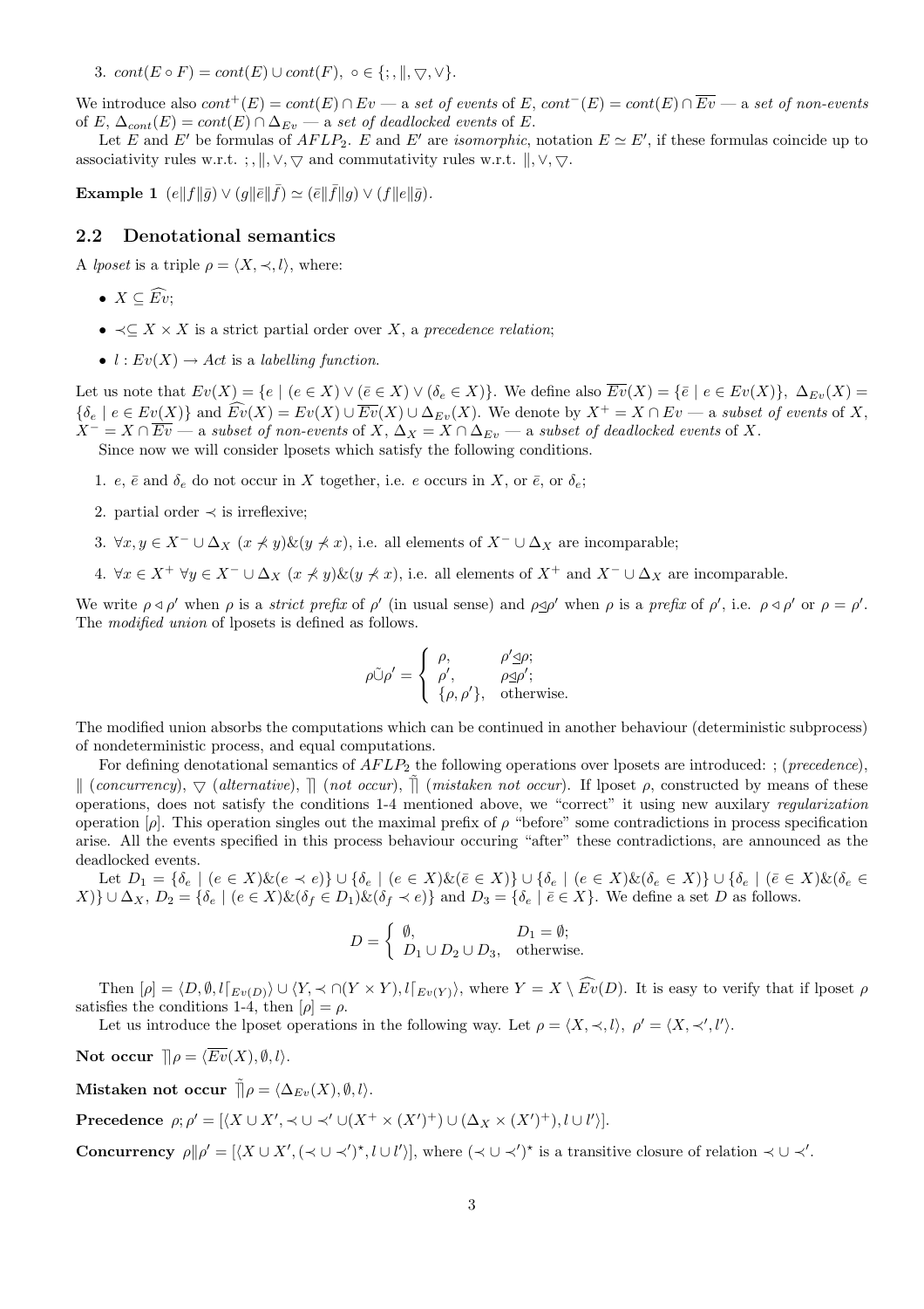3. $cont(E \circ F) = cont(E) \cup cont(F)$, $\circ \in \{;, \|, \bigtriangledown, \vee\}$.

We introduce also $cont^+(E) = cont(E) \cap Ev$ — a *set of events* of $E$, $cont^-(E) = cont(E) \cap \overline{Ev}$ — a *set of non-events* of $E$, $\Delta_{cont}(E) = cont(E) \cap \Delta_{Ev}$ — a *set of deadlocked events* of $E$.

Let $E$ and $E'$ be formulas of $AFLP_2$. $E$ and $E'$ are *isomorphic*, notation $E \simeq E'$, if these formulas coincide up to associativity rules w.r.t. $;, \|, \vee, \bigtriangledown$ and commutativity rules w.r.t. $\|, \vee, \bigtriangledown$.

**Example 1** $(e\|f\|\bar{g}) \vee (g\|\bar{e}\|\bar{f}) \simeq (\bar{e}\|\bar{f}\|g) \vee (f\|e\|\bar{g})$.

## 2.2 Denotational semantics

A *lposet* is a triple $\rho = \langle X, \prec, l \rangle$, where:

- $X \subseteq \widehat{Ev}$;
- $\prec \subseteq X \times X$ is a strict partial order over $X$, a *precedence relation*;
- $l : Ev(X) \to Act$ is a *labelling function*.

Let us note that $Ev(X) = \{e \mid (e \in X) \vee (\bar{e} \in X) \vee (\delta_e \in X)\}$. We define also $\overline{Ev}(X) = \{\bar{e} \mid e \in Ev(X)\}$, $\Delta_{Ev}(X) = \{\delta_e \mid e \in Ev(X)\}$ and $\widehat{Ev}(X) = Ev(X) \cup \overline{Ev}(X) \cup \Delta_{Ev}(X)$. We denote by $X^+ = X \cap Ev$ — a *subset of events* of $X$, $X^- = X \cap \overline{Ev}$ — a *subset of non-events* of $X$, $\Delta_X = X \cap \Delta_{Ev}$ — a *subset of deadlocked events* of $X$.

Since now we will consider lposets which satisfy the following conditions.

1. $e$, $\bar{e}$ and $\delta_e$ do not occur in $X$ together, i.e. $e$ occurs in $X$, or $\bar{e}$, or $\delta_e$;
2. partial order $\prec$ is irreflexive;
3. $\forall x, y \in X^- \cup \Delta_X\ (x \not\prec y) \& (y \not\prec x)$, i.e. all elements of $X^- \cup \Delta_X$ are incomparable;
4. $\forall x \in X^+\ \forall y \in X^- \cup \Delta_X\ (x \not\prec y) \& (y \not\prec x)$, i.e. all elements of $X^+$ and $X^- \cup \Delta_X$ are incomparable.

We write $\rho \lhd \rho'$ when $\rho$ is a *strict prefix* of $\rho'$ (in usual sense) and $\rho \unlhd \rho'$ when $\rho$ is a *prefix* of $\rho'$, i.e. $\rho \lhd \rho'$ or $\rho = \rho'$. The *modified union* of lposets is defined as follows.

$$\rho \tilde{\cup} \rho' = \begin{cases} \rho, & \rho' \unlhd \rho; \\ \rho', & \rho \unlhd \rho'; \\ \{\rho, \rho'\}, & \text{otherwise.} \end{cases}$$

The modified union absorbs the computations which can be continued in another behaviour (deterministic subprocess) of nondeterministic process, and equal computations.

For defining denotational semantics of $AFLP_2$ the following operations over lposets are introduced: $;$ (*precedence*), $\|$ (*concurrency*), $\bigtriangledown$ (*alternative*), $\rceil\!\rceil$ (*not occur*), $\tilde{\rceil\!\rceil}$ (*mistaken not occur*). If lposet $\rho$, constructed by means of these operations, does not satisfy the conditions 1-4 mentioned above, we "correct" it using new auxilary *regularization* operation $[\rho]$. This operation singles out the maximal prefix of $\rho$ "before" some contradictions in process specification arise. All the events specified in this process behaviour occuring "after" these contradictions, are announced as the deadlocked events.

Let $D_1 = \{\delta_e \mid (e \in X) \& (e \prec e)\} \cup \{\delta_e \mid (e \in X) \& (\bar{e} \in X)\} \cup \{\delta_e \mid (e \in X) \& (\delta_e \in X)\} \cup \{\delta_e \mid (\bar{e} \in X) \& (\delta_e \in X)\} \cup \Delta_X$, $D_2 = \{\delta_e \mid (e \in X) \& (\delta_f \in D_1) \& (\delta_f \prec e)\}$ and $D_3 = \{\delta_e \mid \bar{e} \in X\}$. We define a set $D$ as follows.

$$D = \begin{cases} \emptyset, & D_1 = \emptyset; \\ D_1 \cup D_2 \cup D_3, & \text{otherwise.} \end{cases}$$

Then $[\rho] = \langle D, \emptyset, l\lceil_{Ev(D)} \rangle \cup \langle Y, \prec \cap (Y \times Y), l\lceil_{Ev(Y)} \rangle$, where $Y = X \setminus \widehat{Ev}(D)$. It is easy to verify that if lposet $\rho$ satisfies the conditions 1-4, then $[\rho] = \rho$.

Let us introduce the lposet operations in the following way. Let $\rho = \langle X, \prec, l \rangle$, $\rho' = \langle X, \prec', l' \rangle$.

**Not occur** $\rceil\!\rceil \rho = \langle \overline{Ev}(X), \emptyset, l \rangle$.

**Mistaken not occur** $\tilde{\rceil\!\rceil} \rho = \langle \Delta_{Ev}(X), \emptyset, l \rangle$.

**Precedence** $\rho; \rho' = [\langle X \cup X', \prec \cup \prec' \cup (X^+ \times (X')^+) \cup (\Delta_X \times (X')^+), l \cup l' \rangle]$.

**Concurrency** $\rho \| \rho' = [\langle X \cup X', (\prec \cup \prec')^\star, l \cup l' \rangle]$, where $(\prec \cup \prec')^\star$ is a transitive closure of relation $\prec \cup \prec'$.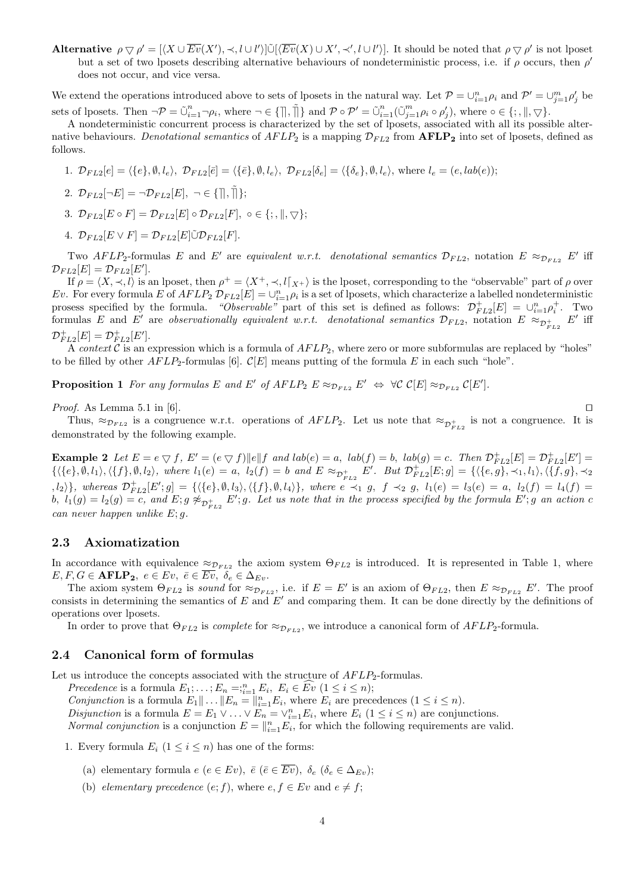**Alternative** $\rho \bigtriangledown \rho' = [\langle X \cup \overline{Ev}(X'), \prec, l \cup l'\rangle]\tilde{\cup}[\langle \overline{Ev}(X) \cup X', \prec', l \cup l'\rangle]$. It should be noted that $\rho \bigtriangledown \rho'$ is not lposet but a set of two lposets describing alternative behaviours of nondeterministic process, i.e. if $\rho$ occurs, then $\rho'$ does not occur, and vice versa.

We extend the operations introduced above to sets of lposets in the natural way. Let $\mathcal{P} = \cup_{i=1}^{n}\rho_i$ and $\mathcal{P}' = \cup_{j=1}^{m}\rho'_j$ be sets of lposets. Then $\neg\mathcal{P} = \tilde{\cup}_{i=1}^{n}\neg\rho_i$, where $\neg \in \{\rceil, \tilde{\rceil}\}$ and $\mathcal{P} \circ \mathcal{P}' = \tilde{\cup}_{i=1}^{n}(\tilde{\cup}_{j=1}^{m}\rho_i \circ \rho'_j)$, where $\circ \in \{;, \|, \bigtriangledown\}$.

A nondeterministic concurrent process is characterized by the set of lposets, associated with all its possible alternative behaviours. *Denotational semantics* of $AFLP_2$ is a mapping $\mathcal{D}_{FL2}$ from $\mathbf{AFLP_2}$ into set of lposets, defined as follows.

1. $\mathcal{D}_{FL2}[e] = \langle\{e\}, \emptyset, l_e\rangle$, $\mathcal{D}_{FL2}[\bar{e}] = \langle\{\bar{e}\}, \emptyset, l_e\rangle$, $\mathcal{D}_{FL2}[\delta_e] = \langle\{\delta_e\}, \emptyset, l_e\rangle$, where $l_e = (e, lab(e))$;
2. $\mathcal{D}_{FL2}[\neg E] = \neg\mathcal{D}_{FL2}[E]$, $\neg \in \{\rceil, \tilde{\rceil}\}$;
3. $\mathcal{D}_{FL2}[E \circ F] = \mathcal{D}_{FL2}[E] \circ \mathcal{D}_{FL2}[F]$, $\circ \in \{;, \|, \bigtriangledown\}$;
4. $\mathcal{D}_{FL2}[E \vee F] = \mathcal{D}_{FL2}[E]\tilde{\cup}\mathcal{D}_{FL2}[F]$.

Two $AFLP_2$-formulas $E$ and $E'$ are *equivalent w.r.t. denotational semantics* $\mathcal{D}_{FL2}$, notation $E \approx_{\mathcal{D}_{FL2}} E'$ iff $\mathcal{D}_{FL2}[E] = \mathcal{D}_{FL2}[E']$.

If $\rho = \langle X, \prec, l\rangle$ is an lposet, then $\rho^+ = \langle X^+, \prec, l\lceil_{X^+}\rangle$ is the lposet, corresponding to the "observable" part of $\rho$ over $Ev$. For every formula $E$ of $AFLP_2$ $\mathcal{D}_{FL2}[E] = \cup_{i=1}^{n}\rho_i$ is a set of lposets, which characterize a labelled nondeterministic prosess specified by the formula. *"Observable"* part of this set is defined as follows: $\mathcal{D}^+_{FL2}[E] = \cup_{i=1}^{n}\rho_i^+$. Two formulas $E$ and $E'$ are *observationally equivalent w.r.t. denotational semantics* $\mathcal{D}_{FL2}$, notation $E \approx_{\mathcal{D}^+_{FL2}} E'$ iff $\mathcal{D}^+_{FL2}[E] = \mathcal{D}^+_{FL2}[E']$.

A *context* $\mathcal{C}$ is an expression which is a formula of $AFLP_2$, where zero or more subformulas are replaced by "holes" to be filled by other $AFLP_2$-formulas [6]. $\mathcal{C}[E]$ means putting of the formula $E$ in each such "hole".

**Proposition 1** *For any formulas $E$ and $E'$ of $AFLP_2$ $E \approx_{\mathcal{D}_{FL2}} E' \;\Leftrightarrow\; \forall\mathcal{C}\ \mathcal{C}[E] \approx_{\mathcal{D}_{FL2}} \mathcal{C}[E']$.*

*Proof.* As Lemma 5.1 in [6]. $\square$

Thus, $\approx_{\mathcal{D}_{FL2}}$ is a congruence w.r.t. operations of $AFLP_2$. Let us note that $\approx_{\mathcal{D}^+_{FL2}}$ is not a congruence. It is demonstrated by the following example.

**Example 2** *Let $E = e \bigtriangledown f$, $E' = (e \bigtriangledown f)\|e\|f$ and $lab(e) = a$, $lab(f) = b$, $lab(g) = c$. Then $\mathcal{D}^+_{FL2}[E] = \mathcal{D}^+_{FL2}[E'] = \{\langle\{e\}, \emptyset, l_1\rangle, \langle\{f\}, \emptyset, l_2\rangle$, where $l_1(e) = a$, $l_2(f) = b$ and $E \approx_{\mathcal{D}^+_{FL2}} E'$. But $\mathcal{D}^+_{FL2}[E; g] = \{\langle\{e, g\}, \prec_1, l_1\rangle, \langle\{f, g\}, \prec_2, l_2\rangle\}$, whereas $\mathcal{D}^+_{FL2}[E'; g] = \{\langle\{e\}, \emptyset, l_3\rangle, \langle\{f\}, \emptyset, l_4\rangle\}$, where $e \prec_1 g$, $f \prec_2 g$, $l_1(e) = l_3(e) = a$, $l_2(f) = l_4(f) = b$, $l_1(g) = l_2(g) = c$, and $E; g \not\approx_{\mathcal{D}^+_{FL2}} E'; g$. Let us note that in the process specified by the formula $E'; g$ an action $c$ can never happen unlike $E; g$.*

## 2.3 Axiomatization

In accordance with equivalence $\approx_{\mathcal{D}_{FL2}}$ the axiom system $\Theta_{FL2}$ is introduced. It is represented in Table 1, where $E, F, G \in \mathbf{AFLP_2}$, $e \in Ev$, $\bar{e} \in \overline{Ev}$, $\delta_e \in \Delta_{Ev}$.

The axiom system $\Theta_{FL2}$ is *sound* for $\approx_{\mathcal{D}_{FL2}}$, i.e. if $E = E'$ is an axiom of $\Theta_{FL2}$, then $E \approx_{\mathcal{D}_{FL2}} E'$. The proof consists in determining the semantics of $E$ and $E'$ and comparing them. It can be done directly by the definitions of operations over lposets.

In order to prove that $\Theta_{FL2}$ is *complete* for $\approx_{\mathcal{D}_{FL2}}$, we introduce a canonical form of $AFLP_2$-formula.

## 2.4 Canonical form of formulas

Let us introduce the concepts associated with the structure of $AFLP_2$-formulas.

*Precedence* is a formula $E_1; \ldots; E_n = ;_{i=1}^{n} E_i$, $E_i \in \widehat{Ev}$ $(1 \le i \le n)$;

*Conjunction* is a formula $E_1\| \ldots \|E_n = \|_{i=1}^{n} E_i$, where $E_i$ are precedences $(1 \le i \le n)$.

*Disjunction* is a formula $E = E_1 \vee \ldots \vee E_n = \vee_{i=1}^{n} E_i$, where $E_i$ $(1 \le i \le n)$ are conjunctions.

*Normal conjunction* is a conjunction $E = \|_{i=1}^{n} E_i$, for which the following requirements are valid.

1. Every formula $E_i$ $(1 \le i \le n)$ has one of the forms:
   (a) elementary formula $e$ $(e \in Ev)$, $\bar{e}$ $(\bar{e} \in \overline{Ev})$, $\delta_e$ $(\delta_e \in \Delta_{Ev})$;
   (b) *elementary precedence* $(e; f)$, where $e, f \in Ev$ and $e \neq f$;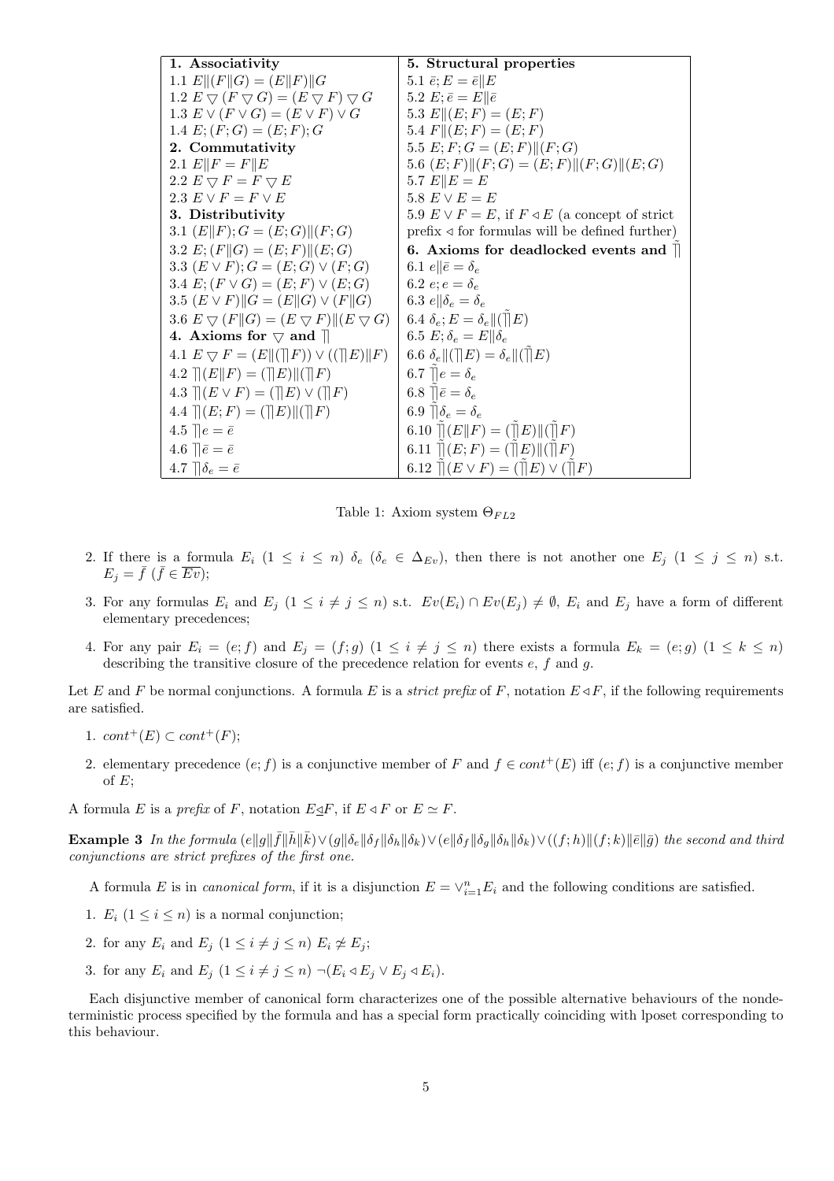| 1. Associativity | 5. Structural properties |
|---|---|
| 1.1 $E\|(F\|G) = (E\|F)\|G$ | 5.1 $\bar{e}; E = \bar{e}\|E$ |
| 1.2 $E \bigtriangledown (F \bigtriangledown G) = (E \bigtriangledown F) \bigtriangledown G$ | 5.2 $E; \bar{e} = E\|\bar{e}$ |
| 1.3 $E \vee (F \vee G) = (E \vee F) \vee G$ | 5.3 $E\|(E; F) = (E; F)$ |
| 1.4 $E; (F; G) = (E; F); G$ | 5.4 $F\|(E; F) = (E; F)$ |
| **2. Commutativity** | 5.5 $E; F; G = (E; F)\|(F; G)$ |
| 2.1 $E\|F = F\|E$ | 5.6 $(E; F)\|(F; G) = (E; F)\|(F; G)\|(E; G)$ |
| 2.2 $E \bigtriangledown F = F \bigtriangledown E$ | 5.7 $E\|E = E$ |
| 2.3 $E \vee F = F \vee E$ | 5.8 $E \vee E = E$ |
| **3. Distributivity** | 5.9 $E \vee F = E$, if $F \lhd E$ (a concept of strict |
| 3.1 $(E\|F); G = (E; G)\|(F; G)$ | prefix $\lhd$ for formulas will be defined further) |
| 3.2 $E; (F\|G) = (E; F)\|(E; G)$ | **6. Axioms for deadlocked events and $\tilde{\rceil\rceil}$** |
| 3.3 $(E \vee F); G = (E; G) \vee (F; G)$ | 6.1 $e\|\bar{e} = \delta_e$ |
| 3.4 $E; (F \vee G) = (E; F) \vee (E; G)$ | 6.2 $e; e = \delta_e$ |
| 3.5 $(E \vee F)\|G = (E\|G) \vee (F\|G)$ | 6.3 $e\|\delta_e = \delta_e$ |
| 3.6 $E \bigtriangledown (F\|G) = (E \bigtriangledown F)\|(E \bigtriangledown G)$ | 6.4 $\delta_e; E = \delta_e\|(\tilde{\rceil\rceil}E)$ |
| **4. Axioms for $\bigtriangledown$ and $\rceil\rceil$** | 6.5 $E; \delta_e = E\|\delta_e$ |
| 4.1 $E \bigtriangledown F = (E\|(\rceil\rceil F)) \vee ((\rceil\rceil E)\|F)$ | 6.6 $\delta_e\|(\rceil\rceil E) = \delta_e\|(\tilde{\rceil\rceil}E)$ |
| 4.2 $\rceil\rceil(E\|F) = (\rceil\rceil E)\|(\rceil\rceil F)$ | 6.7 $\tilde{\rceil\rceil}e = \delta_e$ |
| 4.3 $\rceil\rceil(E \vee F) = (\rceil\rceil E) \vee (\rceil\rceil F)$ | 6.8 $\tilde{\rceil\rceil}\bar{e} = \delta_e$ |
| 4.4 $\rceil\rceil(E; F) = (\rceil\rceil E)\|(\rceil\rceil F)$ | 6.9 $\tilde{\rceil\rceil}\delta_e = \delta_e$ |
| 4.5 $\rceil\rceil e = \bar{e}$ | 6.10 $\tilde{\rceil\rceil}(E\|F) = (\tilde{\rceil\rceil}E)\|(\tilde{\rceil\rceil}F)$ |
| 4.6 $\rceil\rceil\bar{e} = \bar{e}$ | 6.11 $\tilde{\rceil\rceil}(E; F) = (\tilde{\rceil\rceil}E)\|(\tilde{\rceil\rceil}F)$ |
| 4.7 $\rceil\rceil\delta_e = \bar{e}$ | 6.12 $\tilde{\rceil\rceil}(E \vee F) = (\tilde{\rceil\rceil}E) \vee (\tilde{\rceil\rceil}F)$ |

Table 1: Axiom system $\Theta_{FL2}$

2. If there is a formula $E_i$ $(1 \leq i \leq n)$ $\delta_e$ $(\delta_e \in \Delta_{Ev})$, then there is not another one $E_j$ $(1 \leq j \leq n)$ s.t. $E_j = \bar{f}$ $(\bar{f} \in \overline{Ev})$;

3. For any formulas $E_i$ and $E_j$ $(1 \leq i \neq j \leq n)$ s.t. $Ev(E_i) \cap Ev(E_j) \neq \emptyset$, $E_i$ and $E_j$ have a form of different elementary precedences;

4. For any pair $E_i = (e; f)$ and $E_j = (f; g)$ $(1 \leq i \neq j \leq n)$ there exists a formula $E_k = (e; g)$ $(1 \leq k \leq n)$ describing the transitive closure of the precedence relation for events $e$, $f$ and $g$.

Let $E$ and $F$ be normal conjunctions. A formula $E$ is a *strict prefix* of $F$, notation $E \lhd F$, if the following requirements are satisfied.

1. $cont^+(E) \subset cont^+(F)$;

2. elementary precedence $(e; f)$ is a conjunctive member of $F$ and $f \in cont^+(E)$ iff $(e; f)$ is a conjunctive member of $E$;

A formula $E$ is a *prefix* of $F$, notation $E \unlhd F$, if $E \lhd F$ or $E \simeq F$.

**Example 3** *In the formula* $(e\|g\|\bar{f}\|\bar{h}\|\bar{k}) \vee (g\|\delta_e\|\delta_f\|\delta_h\|\delta_k) \vee (e\|\delta_f\|\delta_g\|\delta_h\|\delta_k) \vee ((f; h)\|(f; k)\|\bar{e}\|\bar{g})$ *the second and third conjunctions are strict prefixes of the first one.*

A formula $E$ is in *canonical form*, if it is a disjunction $E = \vee_{i=1}^{n} E_i$ and the following conditions are satisfied.

1. $E_i$ $(1 \leq i \leq n)$ is a normal conjunction;

2. for any $E_i$ and $E_j$ $(1 \leq i \neq j \leq n)$ $E_i \not\simeq E_j$;

3. for any $E_i$ and $E_j$ $(1 \leq i \neq j \leq n)$ $\neg(E_i \lhd E_j \vee E_j \lhd E_i)$.

Each disjunctive member of canonical form characterizes one of the possible alternative behaviours of the nondeterministic process specified by the formula and has a special form practically coinciding with lposet corresponding to this behaviour.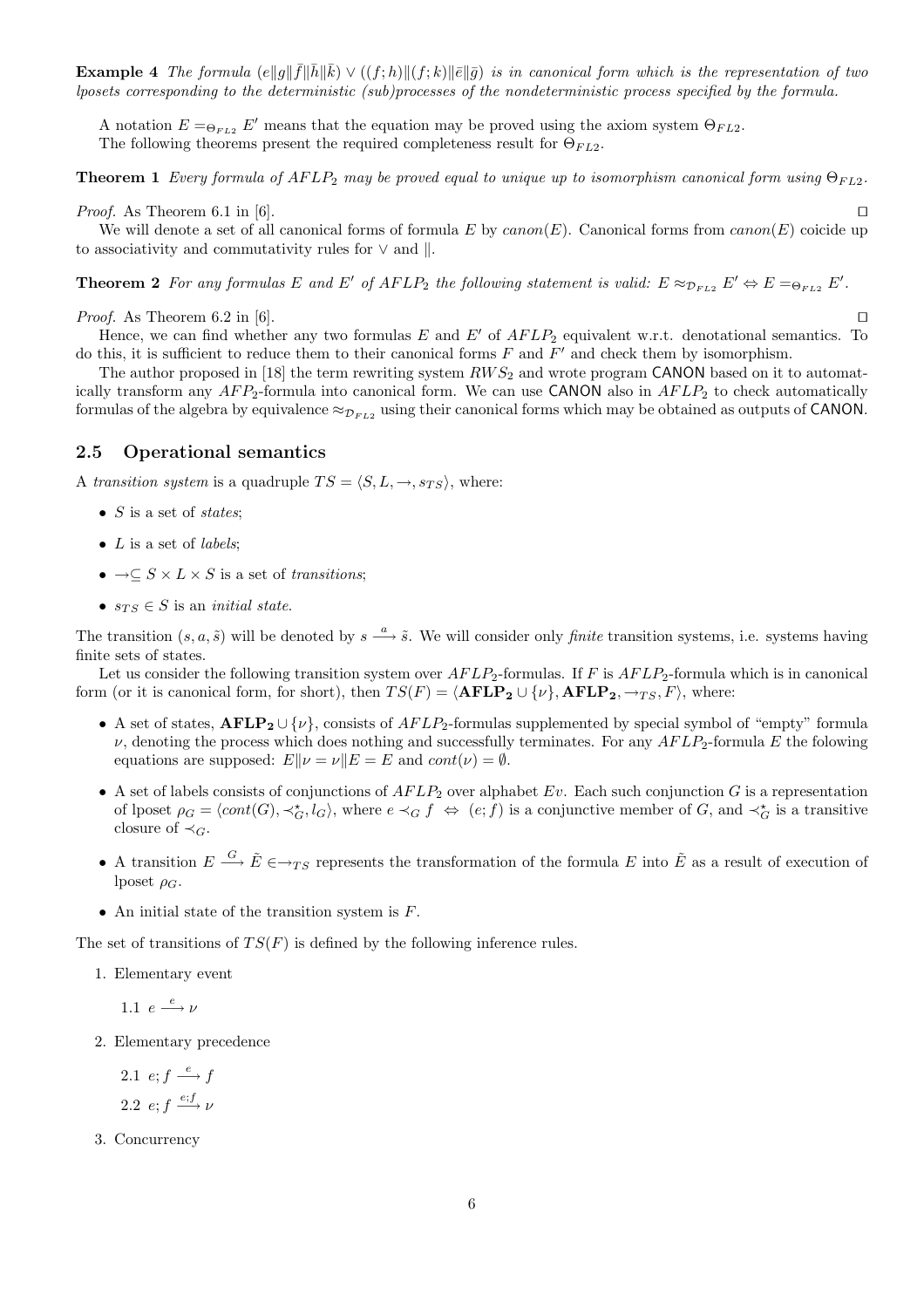**Example 4** *The formula $(e\|g\|\bar{f}\|\bar{h}\|\bar{k}) \vee ((f;h)\|(f;k)\|\bar{e}\|\bar{g})$ is in canonical form which is the representation of two lposets corresponding to the deterministic (sub)processes of the nondeterministic process specified by the formula.*

A notation $E =_{\Theta_{FL2}} E'$ means that the equation may be proved using the axiom system $\Theta_{FL2}$.

The following theorems present the required completeness result for $\Theta_{FL2}$.

**Theorem 1** *Every formula of $AFLP_2$ may be proved equal to unique up to isomorphism canonical form using $\Theta_{FL2}$.*

*Proof.* As Theorem 6.1 in [6]. ◻

We will denote a set of all canonical forms of formula $E$ by $canon(E)$. Canonical forms from $canon(E)$ coicide up to associativity and commutativity rules for $\vee$ and $\|$.

**Theorem 2** *For any formulas $E$ and $E'$ of $AFLP_2$ the following statement is valid: $E \approx_{\mathcal{D}_{FL2}} E' \Leftrightarrow E =_{\Theta_{FL2}} E'$.*

*Proof.* As Theorem 6.2 in [6]. ◻

Hence, we can find whether any two formulas $E$ and $E'$ of $AFLP_2$ equivalent w.r.t. denotational semantics. To do this, it is sufficient to reduce them to their canonical forms $F$ and $F'$ and check them by isomorphism.

The author proposed in [18] the term rewriting system $RWS_2$ and wrote program CANON based on it to automatically transform any $AFP_2$-formula into canonical form. We can use CANON also in $AFLP_2$ to check automatically formulas of the algebra by equivalence $\approx_{\mathcal{D}_{FL2}}$ using their canonical forms which may be obtained as outputs of CANON.

## 2.5 Operational semantics

A *transition system* is a quadruple $TS = \langle S, L, \rightarrow, s_{TS}\rangle$, where:

- $S$ is a set of *states*;
- $L$ is a set of *labels*;
- $\rightarrow \subseteq S \times L \times S$ is a set of *transitions*;
- $s_{TS} \in S$ is an *initial state*.

The transition $(s, a, \tilde{s})$ will be denoted by $s \xrightarrow{a} \tilde{s}$. We will consider only *finite* transition systems, i.e. systems having finite sets of states.

Let us consider the following transition system over $AFLP_2$-formulas. If $F$ is $AFLP_2$-formula which is in canonical form (or it is canonical form, for short), then $TS(F) = \langle \mathbf{AFLP_2} \cup \{\nu\}, \mathbf{AFLP_2}, \rightarrow_{TS}, F\rangle$, where:

- A set of states, $\mathbf{AFLP_2} \cup \{\nu\}$, consists of $AFLP_2$-formulas supplemented by special symbol of "empty" formula $\nu$, denoting the process which does nothing and successfully terminates. For any $AFLP_2$-formula $E$ the folowing equations are supposed: $E\|\nu = \nu\|E = E$ and $cont(\nu) = \emptyset$.
- A set of labels consists of conjunctions of $AFLP_2$ over alphabet $Ev$. Each such conjunction $G$ is a representation of lposet $\rho_G = \langle cont(G), \prec^{\star}_G, l_G\rangle$, where $e \prec_G f \;\Leftrightarrow\; (e;f)$ is a conjunctive member of $G$, and $\prec^{\star}_G$ is a transitive closure of $\prec_G$.
- A transition $E \xrightarrow{G} \tilde{E} \in \rightarrow_{TS}$ represents the transformation of the formula $E$ into $\tilde{E}$ as a result of execution of lposet $\rho_G$.
- An initial state of the transition system is $F$.

The set of transitions of $TS(F)$ is defined by the following inference rules.

1. Elementary event

   1.1 $e \xrightarrow{e} \nu$

2. Elementary precedence

   2.1 $e;f \xrightarrow{e} f$

   2.2 $e;f \xrightarrow{e;f} \nu$

3. Concurrency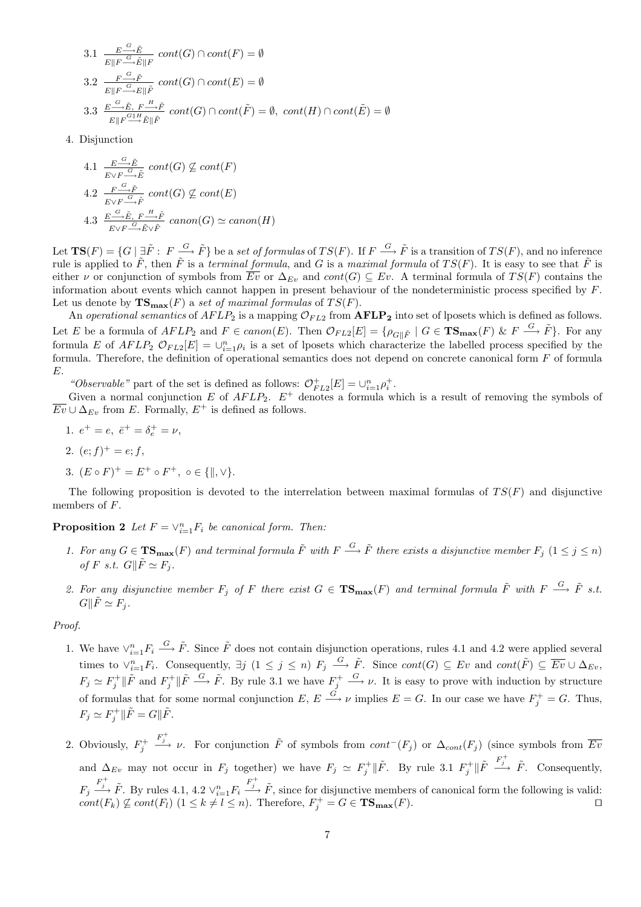3.1 $\frac{E \xrightarrow{G} \tilde{E}}{E \| F \xrightarrow{G} \tilde{E} \| F}$ $cont(G) \cap cont(F) = \emptyset$

3.2 $\frac{F \xrightarrow{G} \tilde{F}}{E \| F \xrightarrow{G} E \| \tilde{F}}$ $cont(G) \cap cont(E) = \emptyset$

3.3 $\frac{E \xrightarrow{G} \tilde{E},\ F \xrightarrow{H} \tilde{F}}{E \| F \xrightarrow{G \| H} \tilde{E} \| \tilde{F}}$ $cont(G) \cap cont(\tilde{F}) = \emptyset,\ cont(H) \cap cont(\tilde{E}) = \emptyset$

4. Disjunction

4.1 $\frac{E \xrightarrow{G} \tilde{E}}{E \vee F \xrightarrow{G} \tilde{E}}$ $cont(G) \not\subseteq cont(F)$

4.2 $\frac{F \xrightarrow{G} \tilde{F}}{E \vee F \xrightarrow{G} \tilde{F}}$ $cont(G) \not\subseteq cont(E)$

4.3 $\frac{E \xrightarrow{G} \tilde{E},\ F \xrightarrow{H} \tilde{F}}{E \vee F \xrightarrow{G} \tilde{E} \vee \tilde{F}}$ $canon(G) \simeq canon(H)$

Let $\mathbf{TS}(F) = \{G \mid \exists \tilde{F} :\ F \xrightarrow{G} \tilde{F}\}$ be a *set of formulas* of $TS(F)$. If $F \xrightarrow{G} \tilde{F}$ is a transition of $TS(F)$, and no inference rule is applied to $\tilde{F}$, then $\tilde{F}$ is a *terminal formula*, and $G$ is a *maximal formula* of $TS(F)$. It is easy to see that $\tilde{F}$ is either $\nu$ or conjunction of symbols from $\overline{Ev}$ or $\Delta_{Ev}$ and $cont(G) \subseteq Ev$. A terminal formula of $TS(F)$ contains the information about events which cannot happen in present behaviour of the nondeterministic process specified by $F$. Let us denote by $\mathbf{TS_{max}}(F)$ a *set of maximal formulas* of $TS(F)$.

An *operational semantics* of $AFLP_2$ is a mapping $\mathcal{O}_{FL2}$ from $\mathbf{AFLP_2}$ into set of lposets which is defined as follows. Let $E$ be a formula of $AFLP_2$ and $F \in canon(E)$. Then $\mathcal{O}_{FL2}[E] = \{\rho_{G \| \tilde{F}} \mid G \in \mathbf{TS_{max}}(F)\ \&\ F \xrightarrow{G} \tilde{F}\}$. For any formula $E$ of $AFLP_2$ $\mathcal{O}_{FL2}[E] = \cup_{i=1}^{n} \rho_i$ is a set of lposets which characterize the labelled process specified by the formula. Therefore, the definition of operational semantics does not depend on concrete canonical form $F$ of formula $E$.

*"Observable"* part of the set is defined as follows: $\mathcal{O}^{+}_{FL2}[E] = \cup_{i=1}^{n} \rho_i^{+}$.

Given a normal conjunction $E$ of $AFLP_2$. $E^{+}$ denotes a formula which is a result of removing the symbols of $\overline{Ev} \cup \Delta_{Ev}$ from $E$. Formally, $E^{+}$ is defined as follows.

1. $e^{+} = e,\ \bar{e}^{+} = \delta_e^{+} = \nu$,
2. $(e; f)^{+} = e; f$,
3. $(E \circ F)^{+} = E^{+} \circ F^{+},\ \circ \in \{\|, \vee\}$.

The following proposition is devoted to the interrelation between maximal formulas of $TS(F)$ and disjunctive members of $F$.

**Proposition 2** *Let $F = \vee_{i=1}^{n} F_i$ be canonical form. Then:*

1. *For any $G \in \mathbf{TS_{max}}(F)$ and terminal formula $\tilde{F}$ with $F \xrightarrow{G} \tilde{F}$ there exists a disjunctive member $F_j$ $(1 \leq j \leq n)$ of $F$ s.t. $G \| \tilde{F} \simeq F_j$.*
2. *For any disjunctive member $F_j$ of $F$ there exist $G \in \mathbf{TS_{max}}(F)$ and terminal formula $\tilde{F}$ with $F \xrightarrow{G} \tilde{F}$ s.t. $G \| \tilde{F} \simeq F_j$.*

*Proof.*

1. We have $\vee_{i=1}^{n} F_i \xrightarrow{G} \tilde{F}$. Since $\tilde{F}$ does not contain disjunction operations, rules 4.1 and 4.2 were applied several times to $\vee_{i=1}^{n} F_i$. Consequently, $\exists j$ $(1 \leq j \leq n)$ $F_j \xrightarrow{G} \tilde{F}$. Since $cont(G) \subseteq Ev$ and $cont(\tilde{F}) \subseteq \overline{Ev} \cup \Delta_{Ev}$, $F_j \simeq F_j^{+} \| \tilde{F}$ and $F_j^{+} \| \tilde{F} \xrightarrow{G} \tilde{F}$. By rule 3.1 we have $F_j^{+} \xrightarrow{G} \nu$. It is easy to prove with induction by structure of formulas that for some normal conjunction $E$, $E \xrightarrow{G} \nu$ implies $E = G$. In our case we have $F_j^{+} = G$. Thus, $F_j \simeq F_j^{+} \| \tilde{F} = G \| \tilde{F}$.

2. Obviously, $F_j^{+} \xrightarrow{F_j^{+}} \nu$. For conjunction $\tilde{F}$ of symbols from $cont^{-}(F_j)$ or $\Delta_{cont}(F_j)$ (since symbols from $\overline{Ev}$ and $\Delta_{Ev}$ may not occur in $F_j$ together) we have $F_j \simeq F_j^{+} \| \tilde{F}$. By rule 3.1 $F_j^{+} \| \tilde{F} \xrightarrow{F_j^{+}} \tilde{F}$. Consequently, $F_j \xrightarrow{F_j^{+}} \tilde{F}$. By rules 4.1, 4.2 $\vee_{i=1}^{n} F_i \xrightarrow{F_j^{+}} \tilde{F}$, since for disjunctive members of canonical form the following is valid: $cont(F_k) \not\subseteq cont(F_l)$ $(1 \leq k \neq l \leq n)$. Therefore, $F_j^{+} = G \in \mathbf{TS_{max}}(F)$. $\square$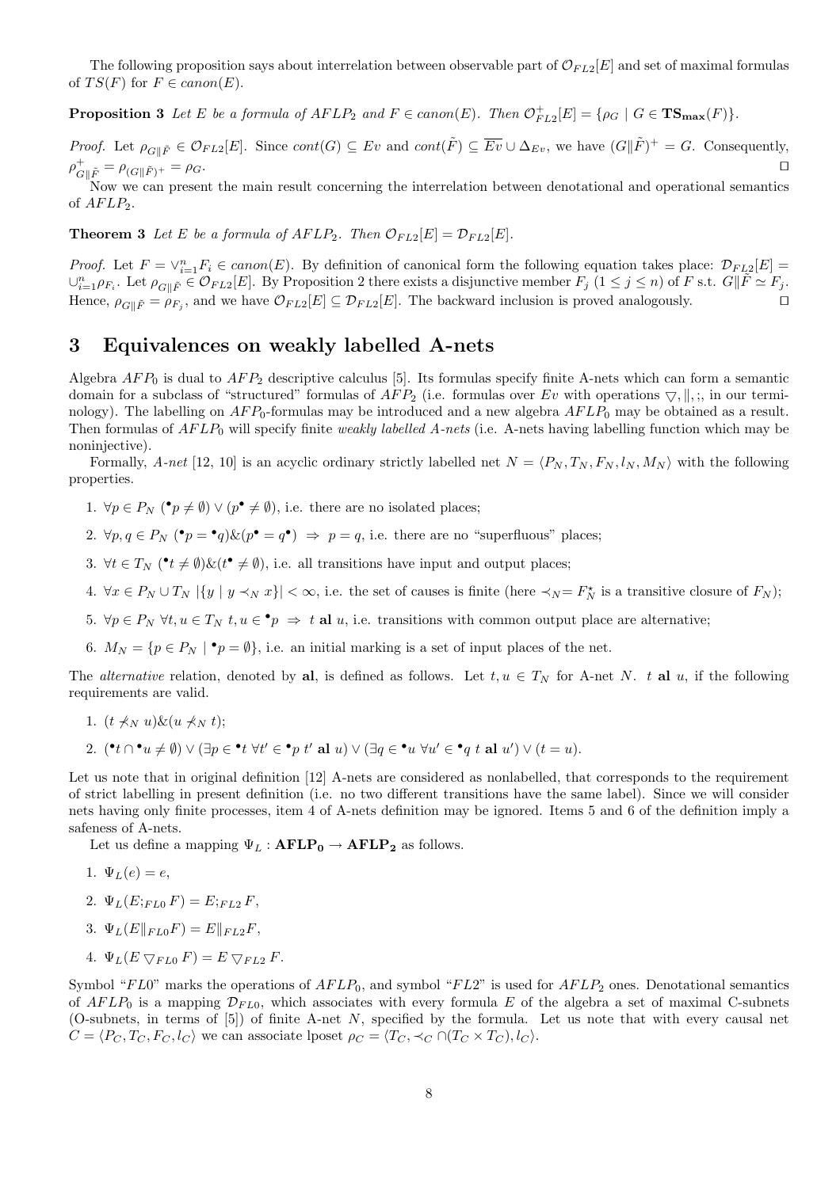The following proposition says about interrelation between observable part of $\mathcal{O}_{FL2}[E]$ and set of maximal formulas of $TS(F)$ for $F \in canon(E)$.

**Proposition 3** *Let $E$ be a formula of $AFLP_2$ and $F \in canon(E)$. Then $\mathcal{O}^{+}_{FL2}[E] = \{\rho_G \mid G \in \mathbf{TS_{max}}(F)\}$.*

*Proof.* Let $\rho_{G\|\tilde{F}} \in \mathcal{O}_{FL2}[E]$. Since $cont(G) \subseteq Ev$ and $cont(\tilde{F}) \subseteq \overline{Ev} \cup \Delta_{Ev}$, we have $(G\|\tilde{F})^+ = G$. Consequently, $\rho^+_{G\|\tilde{F}} = \rho_{(G\|\tilde{F})^+} = \rho_G$. $\square$

Now we can present the main result concerning the interrelation between denotational and operational semantics of $AFLP_2$.

**Theorem 3** *Let $E$ be a formula of $AFLP_2$. Then $\mathcal{O}_{FL2}[E] = \mathcal{D}_{FL2}[E]$.*

*Proof.* Let $F = \vee^n_{i=1} F_i \in canon(E)$. By definition of canonical form the following equation takes place: $\mathcal{D}_{FL2}[E] = \cup^n_{i=1} \rho_{F_i}$. Let $\rho_{G\|\tilde{F}} \in \mathcal{O}_{FL2}[E]$. By Proposition 2 there exists a disjunctive member $F_j$ ($1 \leq j \leq n$) of $F$ s.t. $G\|\tilde{F} \simeq F_j$. Hence, $\rho_{G\|\tilde{F}} = \rho_{F_j}$, and we have $\mathcal{O}_{FL2}[E] \subseteq \mathcal{D}_{FL2}[E]$. The backward inclusion is proved analogously. $\square$

## 3 Equivalences on weakly labelled A-nets

Algebra $AFP_0$ is dual to $AFP_2$ descriptive calculus [5]. Its formulas specify finite A-nets which can form a semantic domain for a subclass of "structured" formulas of $AFP_2$ (i.e. formulas over $Ev$ with operations $\triangledown, \|, ;$, in our terminology). The labelling on $AFP_0$-formulas may be introduced and a new algebra $AFLP_0$ may be obtained as a result. Then formulas of $AFLP_0$ will specify finite *weakly labelled A-nets* (i.e. A-nets having labelling function which may be noninjective).

Formally, *A-net* [12, 10] is an acyclic ordinary strictly labelled net $N = \langle P_N, T_N, F_N, l_N, M_N \rangle$ with the following properties.

1. $\forall p \in P_N \ ({}^\bullet p \neq \emptyset) \vee (p^\bullet \neq \emptyset)$, i.e. there are no isolated places;
2. $\forall p, q \in P_N \ ({}^\bullet p = {}^\bullet q) \& (p^\bullet = q^\bullet) \Rightarrow p = q$, i.e. there are no "superfluous" places;
3. $\forall t \in T_N \ ({}^\bullet t \neq \emptyset) \& (t^\bullet \neq \emptyset)$, i.e. all transitions have input and output places;
4. $\forall x \in P_N \cup T_N \ |\{y \mid y \prec_N x\}| < \infty$, i.e. the set of causes is finite (here $\prec_N = F^\star_N$ is a transitive closure of $F_N$);
5. $\forall p \in P_N \ \forall t, u \in T_N \ t, u \in {}^\bullet p \Rightarrow t \ \mathbf{al} \ u$, i.e. transitions with common output place are alternative;
6. $M_N = \{p \in P_N \mid {}^\bullet p = \emptyset\}$, i.e. an initial marking is a set of input places of the net.

The *alternative* relation, denoted by **al**, is defined as follows. Let $t, u \in T_N$ for A-net $N$. $t \ \mathbf{al} \ u$, if the following requirements are valid.

1. $(t \not\prec_N u) \& (u \not\prec_N t)$;
2. $({}^\bullet t \cap {}^\bullet u \neq \emptyset) \vee (\exists p \in {}^\bullet t \ \forall t' \in {}^\bullet p \ t' \ \mathbf{al} \ u) \vee (\exists q \in {}^\bullet u \ \forall u' \in {}^\bullet q \ t \ \mathbf{al} \ u') \vee (t = u)$.

Let us note that in original definition [12] A-nets are considered as nonlabelled, that corresponds to the requirement of strict labelling in present definition (i.e. no two different transitions have the same label). Since we will consider nets having only finite processes, item 4 of A-nets definition may be ignored. Items 5 and 6 of the definition imply a safeness of A-nets.

Let us define a mapping $\Psi_L : \mathbf{AFLP_0} \to \mathbf{AFLP_2}$ as follows.

1. $\Psi_L(e) = e$,
2. $\Psi_L(E ;_{FL0} F) = E ;_{FL2} F$,
3. $\Psi_L(E \|_{FL0} F) = E \|_{FL2} F$,
4. $\Psi_L(E \triangledown_{FL0} F) = E \triangledown_{FL2} F$.

Symbol "$FL0$" marks the operations of $AFLP_0$, and symbol "$FL2$" is used for $AFLP_2$ ones. Denotational semantics of $AFLP_0$ is a mapping $\mathcal{D}_{FL0}$, which associates with every formula $E$ of the algebra a set of maximal C-subnets (O-subnets, in terms of [5]) of finite A-net $N$, specified by the formula. Let us note that with every causal net $C = \langle P_C, T_C, F_C, l_C \rangle$ we can associate lposet $\rho_C = \langle T_C, \prec_C \cap (T_C \times T_C), l_C \rangle$.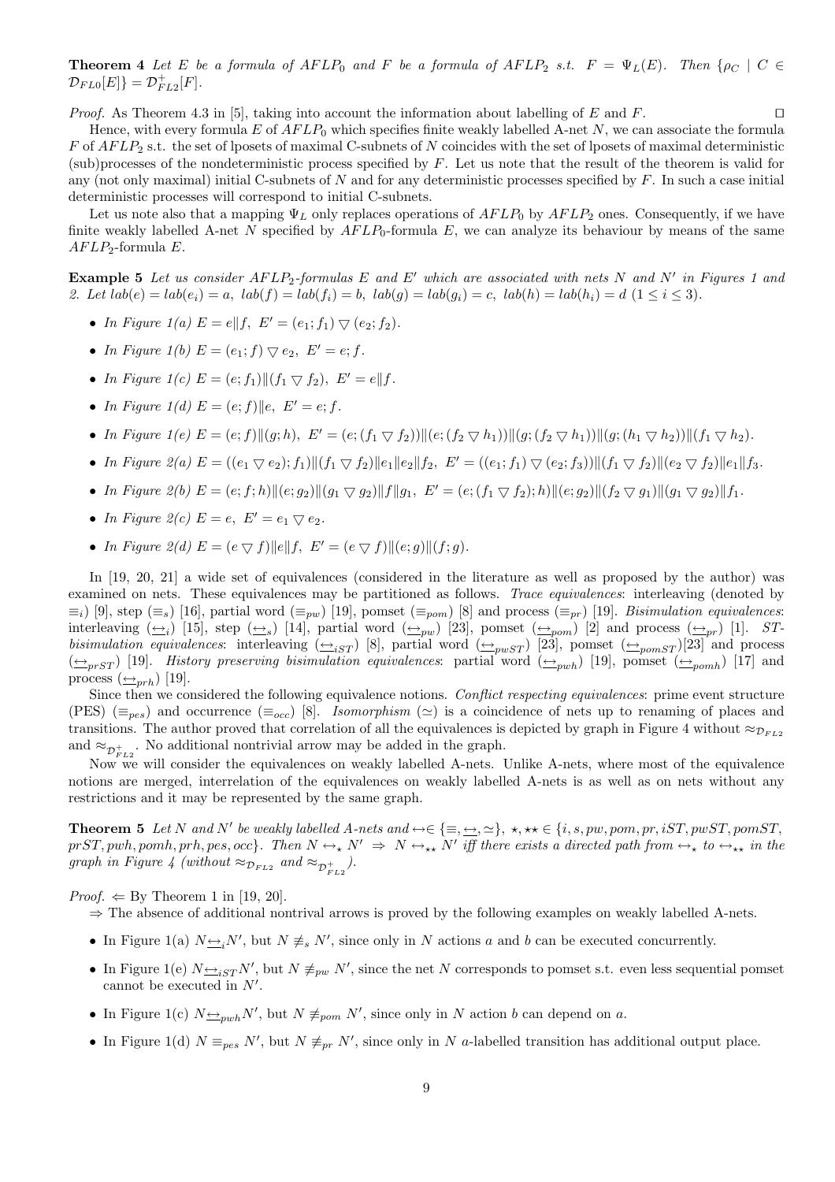**Theorem 4** *Let $E$ be a formula of $AFLP_0$ and $F$ be a formula of $AFLP_2$ s.t. $F = \Psi_L(E)$. Then $\{\rho_C \mid C \in \mathcal{D}_{FL0}[E]\} = \mathcal{D}^+_{FL2}[F]$.*

*Proof.* As Theorem 4.3 in [5], taking into account the information about labelling of $E$ and $F$. $\square$

Hence, with every formula $E$ of $AFLP_0$ which specifies finite weakly labelled A-net $N$, we can associate the formula $F$ of $AFLP_2$ s.t. the set of lposets of maximal C-subnets of $N$ coincides with the set of lposets of maximal deterministic (sub)processes of the nondeterministic process specified by $F$. Let us note that the result of the theorem is valid for any (not only maximal) initial C-subnets of $N$ and for any deterministic processes specified by $F$. In such a case initial deterministic processes will correspond to initial C-subnets.

Let us note also that a mapping $\Psi_L$ only replaces operations of $AFLP_0$ by $AFLP_2$ ones. Consequently, if we have finite weakly labelled A-net $N$ specified by $AFLP_0$-formula $E$, we can analyze its behaviour by means of the same $AFLP_2$-formula $E$.

**Example 5** *Let us consider $AFLP_2$-formulas $E$ and $E'$ which are associated with nets $N$ and $N'$ in Figures 1 and 2. Let $lab(e) = lab(e_i) = a$, $lab(f) = lab(f_i) = b$, $lab(g) = lab(g_i) = c$, $lab(h) = lab(h_i) = d$ $(1 \le i \le 3)$.*

- *In Figure 1(a) $E = e\|f$, $E' = (e_1; f_1) \bigtriangledown (e_2; f_2)$.*
- *In Figure 1(b) $E = (e_1; f) \bigtriangledown e_2$, $E' = e; f$.*
- *In Figure 1(c) $E = (e; f_1)\|(f_1 \bigtriangledown f_2)$, $E' = e\|f$.*
- *In Figure 1(d) $E = (e; f)\|e$, $E' = e; f$.*
- *In Figure 1(e) $E = (e; f)\|(g; h)$, $E' = (e; (f_1 \bigtriangledown f_2))\|(e; (f_2 \bigtriangledown h_1))\|(g; (f_2 \bigtriangledown h_1))\|(g; (h_1 \bigtriangledown h_2))\|(f_1 \bigtriangledown h_2)$.*
- *In Figure 2(a) $E = ((e_1 \bigtriangledown e_2); f_1)\|(f_1 \bigtriangledown f_2)\|e_1\|e_2\|f_2$, $E' = ((e_1; f_1) \bigtriangledown (e_2; f_3))\|(f_1 \bigtriangledown f_2)\|(e_2 \bigtriangledown f_2)\|e_1\|f_3$.*
- *In Figure 2(b) $E = (e; f; h)\|(e; g_2)\|(g_1 \bigtriangledown g_2)\|f\|g_1$, $E' = (e; (f_1 \bigtriangledown f_2); h)\|(e; g_2)\|(f_2 \bigtriangledown g_1)\|(g_1 \bigtriangledown g_2)\|f_1$.*
- *In Figure 2(c) $E = e$, $E' = e_1 \bigtriangledown e_2$.*
- *In Figure 2(d) $E = (e \bigtriangledown f)\|e\|f$, $E' = (e \bigtriangledown f)\|(e; g)\|(f; g)$.*

In [19, 20, 21] a wide set of equivalences (considered in the literature as well as proposed by the author) was examined on nets. These equivalences may be partitioned as follows. *Trace equivalences*: interleaving (denoted by $\equiv_i$) [9], step ($\equiv_s$) [16], partial word ($\equiv_{pw}$) [19], pomset ($\equiv_{pom}$) [8] and process ($\equiv_{pr}$) [19]. *Bisimulation equivalences*: interleaving ($\underline{\leftrightarrow}_i$) [15], step ($\underline{\leftrightarrow}_s$) [14], partial word ($\underline{\leftrightarrow}_{pw}$) [23], pomset ($\underline{\leftrightarrow}_{pom}$) [2] and process ($\underline{\leftrightarrow}_{pr}$) [1]. *ST-bisimulation equivalences*: interleaving ($\underline{\leftrightarrow}_{iST}$) [8], partial word ($\underline{\leftrightarrow}_{pwST}$) [23], pomset ($\underline{\leftrightarrow}_{pomST}$)[23] and process ($\underline{\leftrightarrow}_{prST}$) [19]. *History preserving bisimulation equivalences*: partial word ($\underline{\leftrightarrow}_{pwh}$) [19], pomset ($\underline{\leftrightarrow}_{pomh}$) [17] and process ($\underline{\leftrightarrow}_{prh}$) [19].

Since then we considered the following equivalence notions. *Conflict respecting equivalences*: prime event structure (PES) ($\equiv_{pes}$) and occurrence ($\equiv_{occ}$) [8]. *Isomorphism* ($\simeq$) is a coincidence of nets up to renaming of places and transitions. The author proved that correlation of all the equivalences is depicted by graph in Figure 4 without $\approx_{\mathcal{D}_{FL2}}$ and $\approx_{\mathcal{D}^+_{FL2}}$. No additional nontrivial arrow may be added in the graph.

Now we will consider the equivalences on weakly labelled A-nets. Unlike A-nets, where most of the equivalence notions are merged, interrelation of the equivalences on weakly labelled A-nets is as well as on nets without any restrictions and it may be represented by the same graph.

**Theorem 5** *Let $N$ and $N'$ be weakly labelled A-nets and $\leftrightarrow \in \{\equiv, \underline{\leftrightarrow}, \simeq\}$, $\star, \star\star \in \{i, s, pw, pom, pr, iST, pwST, pomST, prST, pwh, pomh, prh, pes, occ\}$. Then $N \leftrightarrow_\star N' \Rightarrow N \leftrightarrow_{\star\star} N'$ iff there exists a directed path from $\leftrightarrow_\star$ to $\leftrightarrow_{\star\star}$ in the graph in Figure 4 (without $\approx_{\mathcal{D}_{FL2}}$ and $\approx_{\mathcal{D}^+_{FL2}}$).*

*Proof.* $\Leftarrow$ By Theorem 1 in [19, 20].

$\Rightarrow$ The absence of additional nontrival arrows is proved by the following examples on weakly labelled A-nets.

- In Figure 1(a) $N\underline{\leftrightarrow}_i N'$, but $N \not\equiv_s N'$, since only in $N$ actions $a$ and $b$ can be executed concurrently.
- In Figure 1(e) $N\underline{\leftrightarrow}_{iST} N'$, but $N \not\equiv_{pw} N'$, since the net $N$ corresponds to pomset s.t. even less sequential pomset cannot be executed in $N'$.
- In Figure 1(c) $N\underline{\leftrightarrow}_{pwh} N'$, but $N \not\equiv_{pom} N'$, since only in $N$ action $b$ can depend on $a$.
- In Figure 1(d) $N \equiv_{pes} N'$, but $N \not\equiv_{pr} N'$, since only in $N$ $a$-labelled transition has additional output place.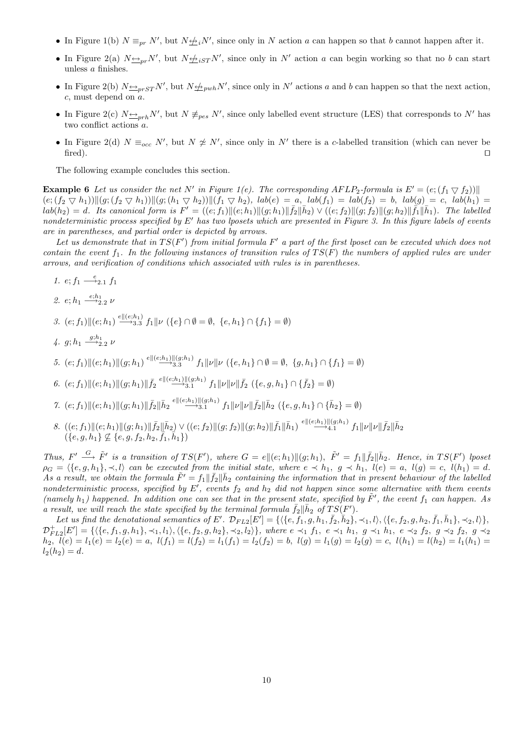- In Figure 1(b) $N \equiv_{pr} N'$, but $N \not\underline{\leftrightarrow}_i N'$, since only in $N$ action $a$ can happen so that $b$ cannot happen after it.
- In Figure 2(a) $N \underline{\leftrightarrow}_{pr} N'$, but $N \not\underline{\leftrightarrow}_{iST} N'$, since only in $N'$ action $a$ can begin working so that no $b$ can start unless $a$ finishes.
- In Figure 2(b) $N \underline{\leftrightarrow}_{prST} N'$, but $N \not\underline{\leftrightarrow}_{pwh} N'$, since only in $N'$ actions $a$ and $b$ can happen so that the next action, $c$, must depend on $a$.
- In Figure 2(c) $N \underline{\leftrightarrow}_{prh} N'$, but $N \not\equiv_{pes} N'$, since only labelled event structure (LES) that corresponds to $N'$ has two conflict actions $a$.
- In Figure 2(d) $N \equiv_{occ} N'$, but $N \not\simeq N'$, since only in $N'$ there is a $c$-labelled transition (which can never be fired). $\square$

The following example concludes this section.

**Example 6** *Let us consider the net $N'$ in Figure 1(e). The corresponding $AFLP_2$-formula is $E' = (e;(f_1 \triangledown f_2))\|(e;(f_2 \triangledown h_1))\|(g;(f_2 \triangledown h_1))\|(g;(h_1 \triangledown h_2))\|(f_1 \triangledown h_2)$, $lab(e) = a$, $lab(f_1) = lab(f_2) = b$, $lab(g) = c$, $lab(h_1) = lab(h_2) = d$. Its canonical form is $F' = ((e;f_1)\|(e;h_1)\|(g;h_1)\|\bar{f}_2\|\bar{h}_2) \vee ((e;f_2)\|(g;f_2)\|(g;h_2)\|\bar{f}_1\|\bar{h}_1)$. The labelled nondeterministic process specified by $E'$ has two lposets which are presented in Figure 3. In this figure labels of events are in parentheses, and partial order is depicted by arrows.*

*Let us demonstrate that in $TS(F')$ from initial formula $F'$ a part of the first lposet can be executed which does not contain the event $f_1$. In the following instances of transition rules of $TS(F)$ the numbers of applied rules are under arrows, and verification of conditions which associated with rules is in parentheses.*

1. $e;f_1 \xrightarrow{e}_{2.1} f_1$
2. $e;h_1 \xrightarrow{e;h_1}_{2.2} \nu$
3. $(e;f_1)\|(e;h_1) \xrightarrow{e\|(e;h_1)}_{3.3} f_1\|\nu$ $(\{e\} \cap \emptyset = \emptyset,\ \{e,h_1\} \cap \{f_1\} = \emptyset)$
4. $g;h_1 \xrightarrow{g;h_1}_{2.2} \nu$
5. $(e;f_1)\|(e;h_1)\|(g;h_1) \xrightarrow{e\|(e;h_1)\|(g;h_1)}_{3.3} f_1\|\nu\|\nu$ $(\{e,h_1\} \cap \emptyset = \emptyset,\ \{g,h_1\} \cap \{f_1\} = \emptyset)$
6. $(e;f_1)\|(e;h_1)\|(g;h_1)\|\bar{f}_2 \xrightarrow{e\|(e;h_1)\|(g;h_1)}_{3.1} f_1\|\nu\|\nu\|\bar{f}_2$ $(\{e,g,h_1\} \cap \{\bar{f}_2\} = \emptyset)$
7. $(e;f_1)\|(e;h_1)\|(g;h_1)\|\bar{f}_2\|\bar{h}_2 \xrightarrow{e\|(e;h_1)\|(g;h_1)}_{3.1} f_1\|\nu\|\nu\|\bar{f}_2\|\bar{h}_2$ $(\{e,g,h_1\} \cap \{\bar{h}_2\} = \emptyset)$
8. $((e;f_1)\|(e;h_1)\|(g;h_1)\|\bar{f}_2\|\bar{h}_2) \vee ((e;f_2)\|(g;f_2)\|(g;h_2)\|\bar{f}_1\|\bar{h}_1) \xrightarrow{e\|(e;h_1)\|(g;h_1)}_{4.1} f_1\|\nu\|\nu\|\bar{f}_2\|\bar{h}_2$ $(\{e,g,h_1\} \not\subseteq \{e,g,f_2,h_2,\bar{f}_1,\bar{h}_1\})$

*Thus, $F' \xrightarrow{G} \tilde{F}'$ is a transition of $TS(F')$, where $G = e\|(e;h_1)\|(g;h_1)$, $\tilde{F}' = f_1\|\bar{f}_2\|\bar{h}_2$. Hence, in $TS(F')$ lposet $\rho_G = \langle\{e,g,h_1\},\prec,l\rangle$ can be executed from the initial state, where $e \prec h_1$, $g \prec h_1$, $l(e) = a$, $l(g) = c$, $l(h_1) = d$. As a result, we obtain the formula $\tilde{F}' = f_1\|\bar{f}_2\|\bar{h}_2$ containing the information that in present behaviour of the labelled nondeterministic process, specified by $E'$, events $f_2$ and $h_2$ did not happen since some alternative with them events (namely $h_1$) happened. In addition one can see that in the present state, specified by $\tilde{F}'$, the event $f_1$ can happen. As a result, we will reach the state specified by the terminal formula $\bar{f}_2\|\bar{h}_2$ of $TS(F')$.*

*Let us find the denotational semantics of $E'$. $\mathcal{D}_{FL2}[E'] = \{\langle\{e,f_1,g,h_1,\bar{f}_2,\bar{h}_2\},\prec_1,l\rangle, \langle\{e,f_2,g,h_2,\bar{f}_1,\bar{h}_1\},\prec_2,l\rangle\}$, $\mathcal{D}^+_{FL2}[E'] = \{\langle\{e,f_1,g,h_1\},\prec_1,l_1\rangle, \langle\{e,f_2,g,h_2\},\prec_2,l_2\rangle\}$, where $e \prec_1 f_1$, $e \prec_1 h_1$, $g \prec_1 h_1$, $e \prec_2 f_2$, $g \prec_2 f_2$, $g \prec_2 h_2$, $l(e) = l_1(e) = l_2(e) = a$, $l(f_1) = l(f_2) = l_1(f_1) = l_2(f_2) = b$, $l(g) = l_1(g) = l_2(g) = c$, $l(h_1) = l(h_2) = l_1(h_1) = l_2(h_2) = d$.*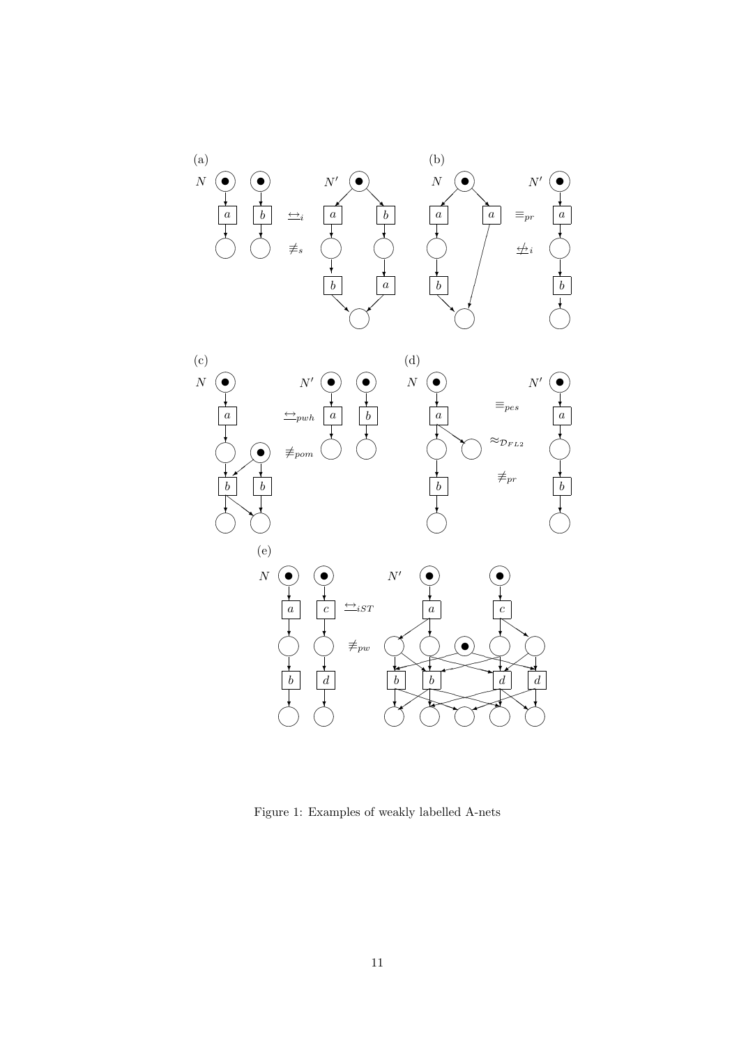Figure 1: Examples of weakly labelled A-nets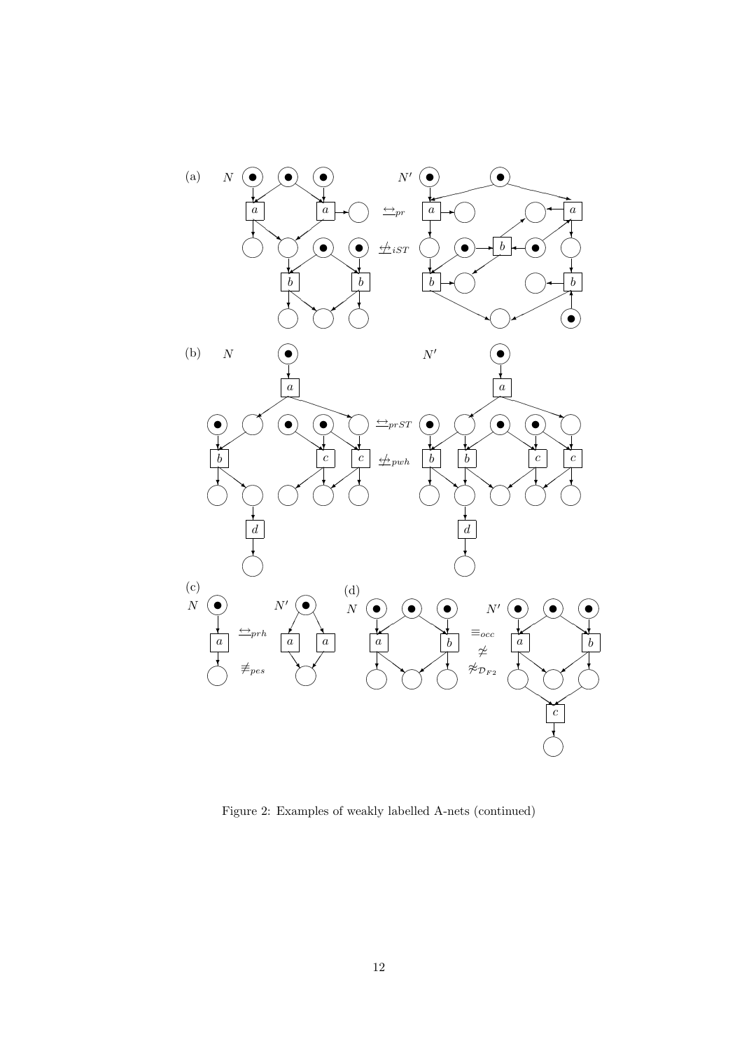Figure 2: Examples of weakly labelled A-nets (continued)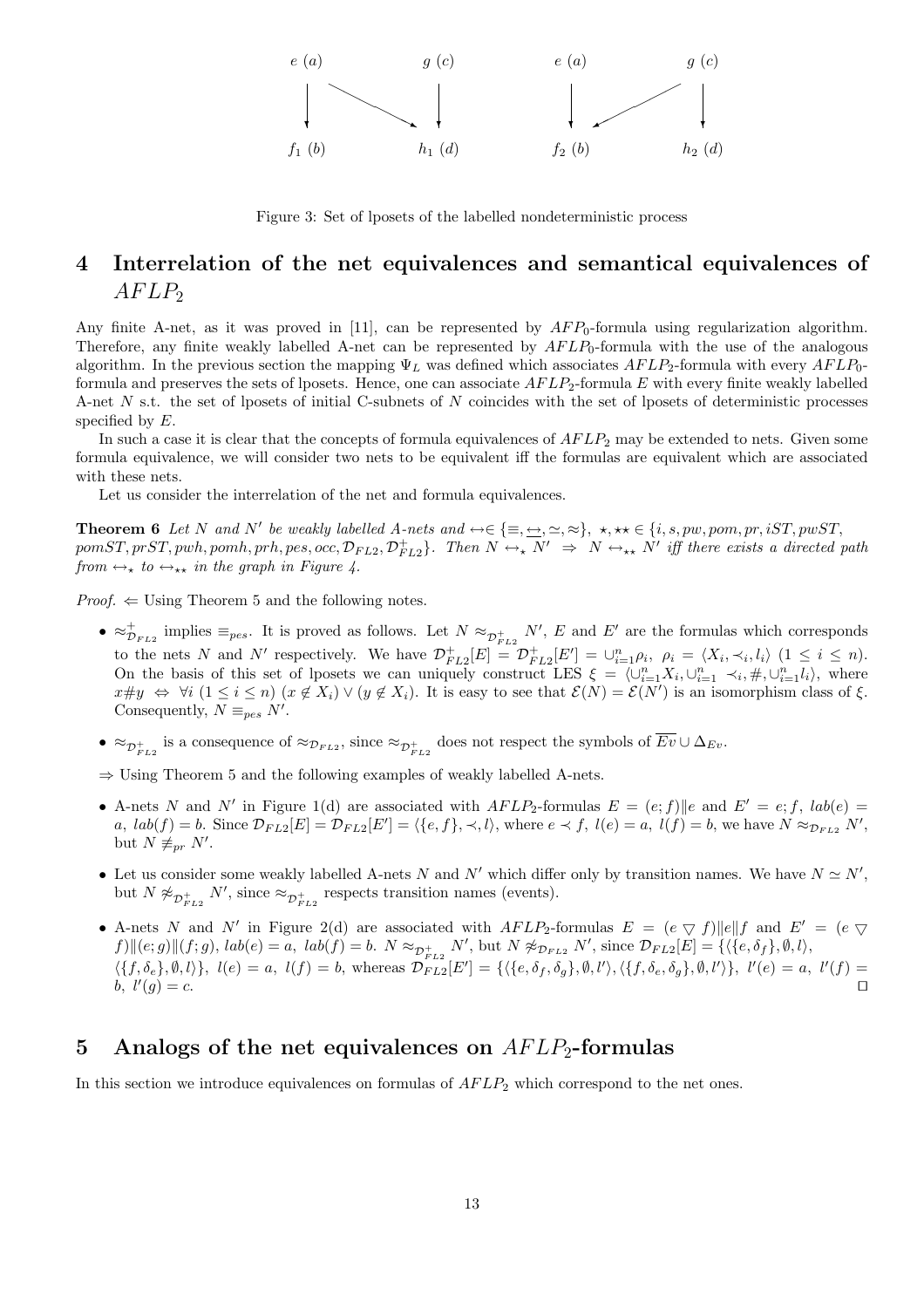e (a)    g (c)    e (a)    g (c)

$f_1$ (b)    $h_1$ (d)    $f_2$ (b)    $h_2$ (d)

Figure 3: Set of lposets of the labelled nondeterministic process

# 4 Interrelation of the net equivalences and semantical equivalences of $AFLP_2$

Any finite A-net, as it was proved in [11], can be represented by $AFP_0$-formula using regularization algorithm. Therefore, any finite weakly labelled A-net can be represented by $AFLP_0$-formula with the use of the analogous algorithm. In the previous section the mapping $\Psi_L$ was defined which associates $AFLP_2$-formula with every $AFLP_0$-formula and preserves the sets of lposets. Hence, one can associate $AFLP_2$-formula $E$ with every finite weakly labelled A-net $N$ s.t. the set of lposets of initial C-subnets of $N$ coincides with the set of lposets of deterministic processes specified by $E$.

In such a case it is clear that the concepts of formula equivalences of $AFLP_2$ may be extended to nets. Given some formula equivalence, we will consider two nets to be equivalent iff the formulas are equivalent which are associated with these nets.

Let us consider the interrelation of the net and formula equivalences.

**Theorem 6** *Let $N$ and $N'$ be weakly labelled A-nets and $\leftrightarrow \in \{\equiv, \underline{\leftrightarrow}, \simeq, \approx\}$, $\star, \star\star \in \{i, s, pw, pom, pr, iST, pwST, pomST, prST, pwh, pomh, prh, pes, occ, \mathcal{D}_{FL2}, \mathcal{D}^+_{FL2}\}$. Then $N \leftrightarrow_\star N' \;\Rightarrow\; N \leftrightarrow_{\star\star} N'$ iff there exists a directed path from $\leftrightarrow_\star$ to $\leftrightarrow_{\star\star}$ in the graph in Figure 4.*

*Proof.* $\Leftarrow$ Using Theorem 5 and the following notes.

- $\approx^+_{\mathcal{D}_{FL2}}$ implies $\equiv_{pes}$. It is proved as follows. Let $N \approx_{\mathcal{D}^+_{FL2}} N'$, $E$ and $E'$ are the formulas which corresponds to the nets $N$ and $N'$ respectively. We have $\mathcal{D}^+_{FL2}[E] = \mathcal{D}^+_{FL2}[E'] = \cup_{i=1}^n \rho_i,\ \rho_i = \langle X_i, \prec_i, l_i\rangle\ (1 \le i \le n)$. On the basis of this set of lposets we can uniquely construct LES $\xi = \langle \cup_{i=1}^n X_i, \cup_{i=1}^n \prec_i, \#, \cup_{i=1}^n l_i\rangle$, where $x\#y \;\Leftrightarrow\; \forall i\ (1 \le i \le n)\ (x \notin X_i) \vee (y \notin X_i)$. It is easy to see that $\mathcal{E}(N) = \mathcal{E}(N')$ is an isomorphism class of $\xi$. Consequently, $N \equiv_{pes} N'$.
- $\approx_{\mathcal{D}^+_{FL2}}$ is a consequence of $\approx_{\mathcal{D}_{FL2}}$, since $\approx_{\mathcal{D}^+_{FL2}}$ does not respect the symbols of $\overline{Ev} \cup \Delta_{Ev}$.

$\Rightarrow$ Using Theorem 5 and the following examples of weakly labelled A-nets.

- A-nets $N$ and $N'$ in Figure 1(d) are associated with $AFLP_2$-formulas $E = (e;f)\|e$ and $E' = e;f$, $lab(e) = a$, $lab(f) = b$. Since $\mathcal{D}_{FL2}[E] = \mathcal{D}_{FL2}[E'] = \langle \{e, f\}, \prec, l\rangle$, where $e \prec f$, $l(e) = a$, $l(f) = b$, we have $N \approx_{\mathcal{D}_{FL2}} N'$, but $N \not\equiv_{pr} N'$.
- Let us consider some weakly labelled A-nets $N$ and $N'$ which differ only by transition names. We have $N \simeq N'$, but $N \not\approx_{\mathcal{D}^+_{FL2}} N'$, since $\approx_{\mathcal{D}^+_{FL2}}$ respects transition names (events).
- A-nets $N$ and $N'$ in Figure 2(d) are associated with $AFLP_2$-formulas $E = (e \bigtriangledown f)\|e\|f$ and $E' = (e \bigtriangledown f)\|(e;g)\|(f;g)$, $lab(e) = a$, $lab(f) = b$. $N \approx_{\mathcal{D}^+_{FL2}} N'$, but $N \not\approx_{\mathcal{D}_{FL2}} N'$, since $\mathcal{D}_{FL2}[E] = \{\langle\{e, \delta_f\}, \emptyset, l\rangle, \langle\{f, \delta_e\}, \emptyset, l\rangle\}$, $l(e) = a$, $l(f) = b$, whereas $\mathcal{D}_{FL2}[E'] = \{\langle\{e, \delta_f, \delta_g\}, \emptyset, l'\rangle, \langle\{f, \delta_e, \delta_g\}, \emptyset, l'\rangle\}$, $l'(e) = a$, $l'(f) = b$, $l'(g) = c$. $\square$

# 5 Analogs of the net equivalences on $AFLP_2$-formulas

In this section we introduce equivalences on formulas of $AFLP_2$ which correspond to the net ones.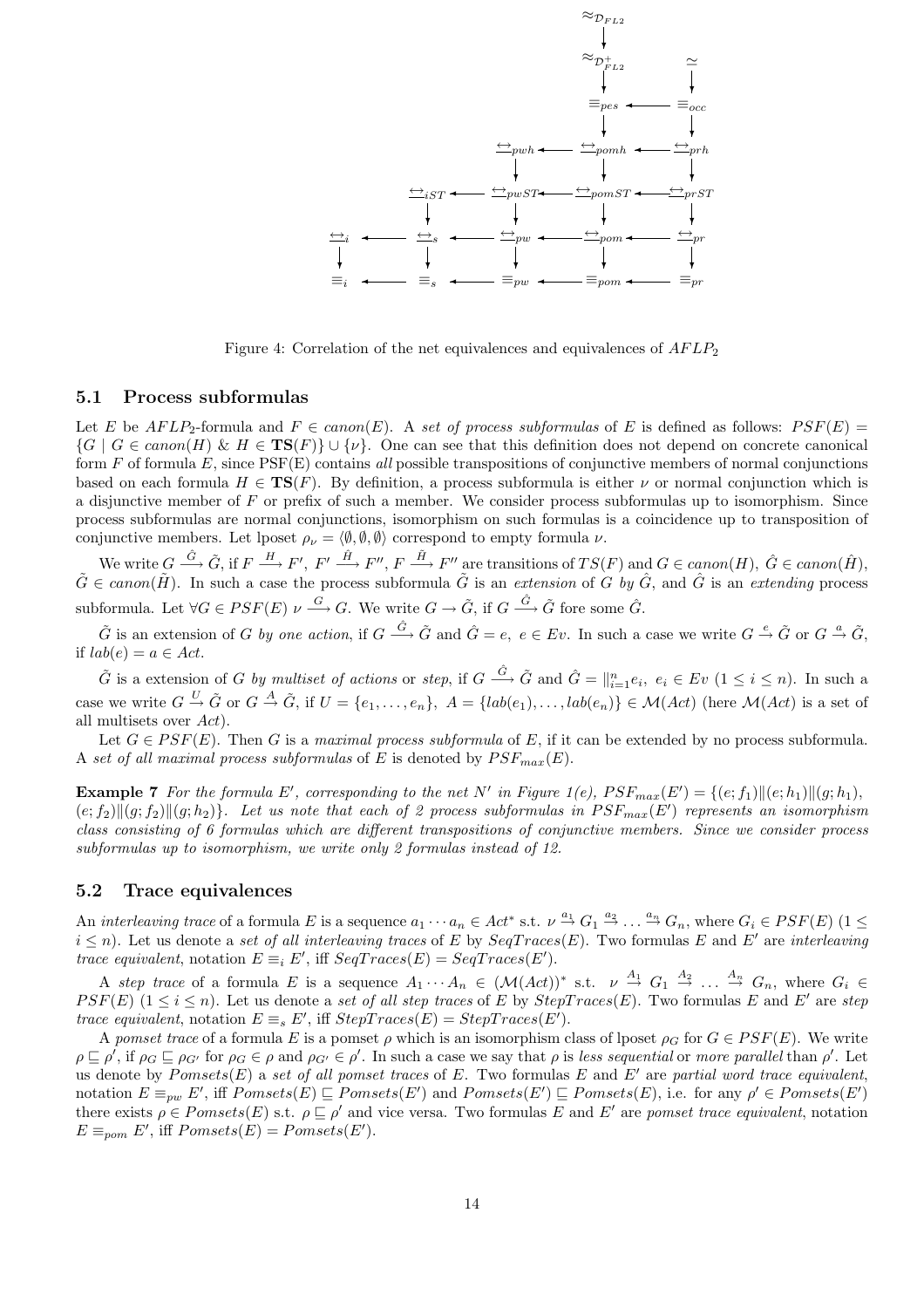Figure 4: Correlation of the net equivalences and equivalences of $AFLP_2$

## 5.1 Process subformulas

Let $E$ be $AFLP_2$-formula and $F \in canon(E)$. A *set of process subformulas* of $E$ is defined as follows: $PSF(E) = \{G \mid G \in canon(H)\ \&\ H \in \mathbf{TS}(F)\} \cup \{\nu\}$. One can see that this definition does not depend on concrete canonical form $F$ of formula $E$, since PSF(E) contains *all* possible transpositions of conjunctive members of normal conjunctions based on each formula $H \in \mathbf{TS}(F)$. By definition, a process subformula is either $\nu$ or normal conjunction which is a disjunctive member of $F$ or prefix of such a member. We consider process subformulas up to isomorphism. Since process subformulas are normal conjunctions, isomorphism on such formulas is a coincidence up to transposition of conjunctive members. Let lposet $\rho_\nu = \langle \emptyset, \emptyset, \emptyset \rangle$ correspond to empty formula $\nu$.

We write $G \xrightarrow{\hat{G}} \tilde{G}$, if $F \xrightarrow{H} F'$, $F' \xrightarrow{\hat{H}} F''$, $F \xrightarrow{\tilde{H}} F''$ are transitions of $TS(F)$ and $G \in canon(H)$, $\hat{G} \in canon(\hat{H})$, $\tilde{G} \in canon(\tilde{H})$. In such a case the process subformula $\tilde{G}$ is an *extension* of $G$ *by* $\hat{G}$, and $\hat{G}$ is an *extending* process subformula. Let $\forall G \in PSF(E)\ \nu \xrightarrow{G} G$. We write $G \rightarrow \tilde{G}$, if $G \xrightarrow{\hat{G}} \tilde{G}$ fore some $\hat{G}$.

$\tilde{G}$ is an extension of $G$ *by one action*, if $G \xrightarrow{\hat{G}} \tilde{G}$ and $\hat{G} = e,\ e \in Ev$. In such a case we write $G \xrightarrow{e} \tilde{G}$ or $G \xrightarrow{a} \tilde{G}$, if $lab(e) = a \in Act$.

$\tilde{G}$ is a extension of $G$ *by multiset of actions* or *step*, if $G \xrightarrow{\hat{G}} \tilde{G}$ and $\hat{G} = \|_{i=1}^{n} e_i,\ e_i \in Ev\ (1 \le i \le n)$. In such a case we write $G \xrightarrow{U} \tilde{G}$ or $G \xrightarrow{A} \tilde{G}$, if $U = \{e_1, \ldots, e_n\},\ A = \{lab(e_1), \ldots, lab(e_n)\} \in \mathcal{M}(Act)$ (here $\mathcal{M}(Act)$ is a set of all multisets over $Act$).

Let $G \in PSF(E)$. Then $G$ is a *maximal process subformula* of $E$, if it can be extended by no process subformula. A *set of all maximal process subformulas* of $E$ is denoted by $PSF_{max}(E)$.

**Example 7** *For the formula $E'$, corresponding to the net $N'$ in Figure 1(e), $PSF_{max}(E') = \{(e; f_1)\|(e; h_1)\|(g; h_1),$ $(e; f_2)\|(g; f_2)\|(g; h_2)\}$. Let us note that each of 2 process subformulas in $PSF_{max}(E')$ represents an isomorphism class consisting of 6 formulas which are different transpositions of conjunctive members. Since we consider process subformulas up to isomorphism, we write only 2 formulas instead of 12.*

## 5.2 Trace equivalences

An *interleaving trace* of a formula $E$ is a sequence $a_1 \cdots a_n \in Act^*$ s.t. $\nu \xrightarrow{a_1} G_1 \xrightarrow{a_2} \ldots \xrightarrow{a_n} G_n$, where $G_i \in PSF(E)$ $(1 \le i \le n)$. Let us denote a *set of all interleaving traces* of $E$ by $SeqTraces(E)$. Two formulas $E$ and $E'$ are *interleaving trace equivalent*, notation $E \equiv_i E'$, iff $SeqTraces(E) = SeqTraces(E')$.

A *step trace* of a formula $E$ is a sequence $A_1 \cdots A_n \in (\mathcal{M}(Act))^*$ s.t. $\nu \xrightarrow{A_1} G_1 \xrightarrow{A_2} \ldots \xrightarrow{A_n} G_n$, where $G_i \in PSF(E)$ $(1 \le i \le n)$. Let us denote a *set of all step traces* of $E$ by $StepTraces(E)$. Two formulas $E$ and $E'$ are *step trace equivalent*, notation $E \equiv_s E'$, iff $StepTraces(E) = StepTraces(E')$.

A *pomset trace* of a formula $E$ is a pomset $\rho$ which is an isomorphism class of lposet $\rho_G$ for $G \in PSF(E)$. We write $\rho \sqsubseteq \rho'$, if $\rho_G \sqsubseteq \rho_{G'}$ for $\rho_G \in \rho$ and $\rho_{G'} \in \rho'$. In such a case we say that $\rho$ is *less sequential* or *more parallel* than $\rho'$. Let us denote by $Pomsets(E)$ a *set of all pomset traces* of $E$. Two formulas $E$ and $E'$ are *partial word trace equivalent*, notation $E \equiv_{pw} E'$, iff $Pomsets(E) \sqsubseteq Pomsets(E')$ and $Pomsets(E') \sqsubseteq Pomsets(E)$, i.e. for any $\rho' \in Pomsets(E')$ there exists $\rho \in Pomsets(E)$ s.t. $\rho \sqsubseteq \rho'$ and vice versa. Two formulas $E$ and $E'$ are *pomset trace equivalent*, notation $E \equiv_{pom} E'$, iff $Pomsets(E) = Pomsets(E')$.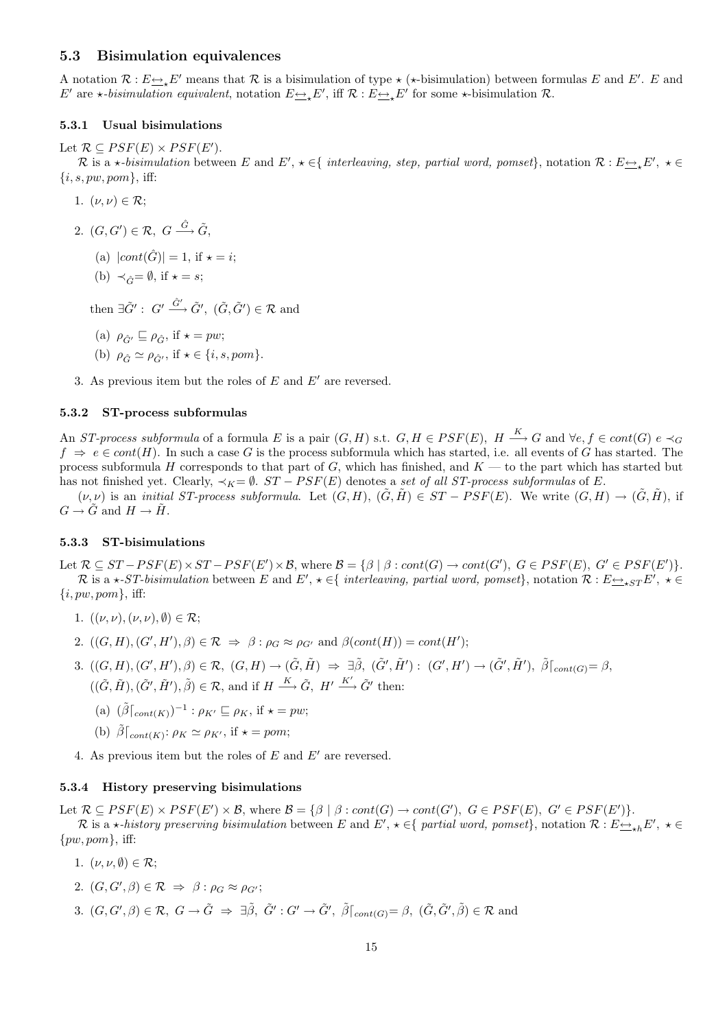### 5.3 Bisimulation equivalences

A notation $\mathcal{R} : E \underline{\leftrightarrow}_\star E'$ means that $\mathcal{R}$ is a bisimulation of type $\star$ ($\star$-bisimulation) between formulas $E$ and $E'$. $E$ and $E'$ are *$\star$-bisimulation equivalent*, notation $E \underline{\leftrightarrow}_\star E'$, iff $\mathcal{R} : E \underline{\leftrightarrow}_\star E'$ for some $\star$-bisimulation $\mathcal{R}$.

#### 5.3.1 Usual bisimulations

Let $\mathcal{R} \subseteq PSF(E) \times PSF(E')$.

$\mathcal{R}$ is a *$\star$-bisimulation* between $E$ and $E'$, $\star \in$ { *interleaving, step, partial word, pomset*}, notation $\mathcal{R} : E \underline{\leftrightarrow}_\star E'$, $\star \in \{i, s, pw, pom\}$, iff:

1. $(\nu, \nu) \in \mathcal{R}$;
2. $(G, G') \in \mathcal{R}$, $G \xrightarrow{\hat{G}} \tilde{G}$,

   (a) $|cont(\hat{G})| = 1$, if $\star = i$;

   (b) $\prec_{\hat{G}} = \emptyset$, if $\star = s$;

   then $\exists \tilde{G}' : G' \xrightarrow{\hat{G}'} \tilde{G}'$, $(\tilde{G}, \tilde{G}') \in \mathcal{R}$ and

   (a) $\rho_{\hat{G}'} \sqsubseteq \rho_{\hat{G}}$, if $\star = pw$;

   (b) $\rho_{\hat{G}} \simeq \rho_{\hat{G}'}$, if $\star \in \{i, s, pom\}$.
3. As previous item but the roles of $E$ and $E'$ are reversed.

#### 5.3.2 ST-process subformulas

An *ST-process subformula* of a formula $E$ is a pair $(G, H)$ s.t. $G, H \in PSF(E)$, $H \xrightarrow{K} G$ and $\forall e, f \in cont(G)$ $e \prec_G f \Rightarrow e \in cont(H)$. In such a case $G$ is the process subformula which has started, i.e. all events of $G$ has started. The process subformula $H$ corresponds to that part of $G$, which has finished, and $K$ — to the part which has started but has not finished yet. Clearly, $\prec_K = \emptyset$. $ST - PSF(E)$ denotes a *set of all ST-process subformulas* of $E$.

$(\nu, \nu)$ is an *initial ST-process subformula*. Let $(G, H), (\tilde{G}, \tilde{H}) \in ST - PSF(E)$. We write $(G, H) \to (\tilde{G}, \tilde{H})$, if $G \to \tilde{G}$ and $H \to \tilde{H}$.

#### 5.3.3 ST-bisimulations

Let $\mathcal{R} \subseteq ST - PSF(E) \times ST - PSF(E') \times \mathcal{B}$, where $\mathcal{B} = \{\beta \mid \beta : cont(G) \to cont(G'),\ G \in PSF(E),\ G' \in PSF(E')\}$.

$\mathcal{R}$ is a *$\star$-ST-bisimulation* between $E$ and $E'$, $\star \in$ { *interleaving, partial word, pomset*}, notation $\mathcal{R} : E \underline{\leftrightarrow}_{\star ST} E'$, $\star \in \{i, pw, pom\}$, iff:

1. $((\nu, \nu), (\nu, \nu), \emptyset) \in \mathcal{R}$;
2. $((G, H), (G', H'), \beta) \in \mathcal{R} \Rightarrow \beta : \rho_G \approx \rho_{G'}$ and $\beta(cont(H)) = cont(H')$;
3. $((G, H), (G', H'), \beta) \in \mathcal{R}$, $(G, H) \to (\tilde{G}, \tilde{H}) \Rightarrow \exists \tilde{\beta}$, $(\tilde{G}', \tilde{H}') : (G', H') \to (\tilde{G}', \tilde{H}')$, $\tilde{\beta}\lceil_{cont(G)} = \beta$, $((\tilde{G}, \tilde{H}), (\tilde{G}', \tilde{H}'), \tilde{\beta}) \in \mathcal{R}$, and if $H \xrightarrow{K} \tilde{G}$, $H' \xrightarrow{K'} \tilde{G}'$ then:

   (a) $(\tilde{\beta}\lceil_{cont(K)})^{-1} : \rho_{K'} \sqsubseteq \rho_K$, if $\star = pw$;

   (b) $\tilde{\beta}\lceil_{cont(K)} : \rho_K \simeq \rho_{K'}$, if $\star = pom$;
4. As previous item but the roles of $E$ and $E'$ are reversed.

#### 5.3.4 History preserving bisimulations

Let $\mathcal{R} \subseteq PSF(E) \times PSF(E') \times \mathcal{B}$, where $\mathcal{B} = \{\beta \mid \beta : cont(G) \to cont(G'),\ G \in PSF(E),\ G' \in PSF(E')\}$.

$\mathcal{R}$ is a *$\star$-history preserving bisimulation* between $E$ and $E'$, $\star \in$ { *partial word, pomset*}, notation $\mathcal{R} : E \underline{\leftrightarrow}_{\star h} E'$, $\star \in \{pw, pom\}$, iff:

1. $(\nu, \nu, \emptyset) \in \mathcal{R}$;
2. $(G, G', \beta) \in \mathcal{R} \Rightarrow \beta : \rho_G \approx \rho_{G'}$;
3. $(G, G', \beta) \in \mathcal{R}$, $G \to \tilde{G} \Rightarrow \exists \tilde{\beta}$, $\tilde{G}' : G' \to \tilde{G}'$, $\tilde{\beta}\lceil_{cont(G)} = \beta$, $(\tilde{G}, \tilde{G}', \tilde{\beta}) \in \mathcal{R}$ and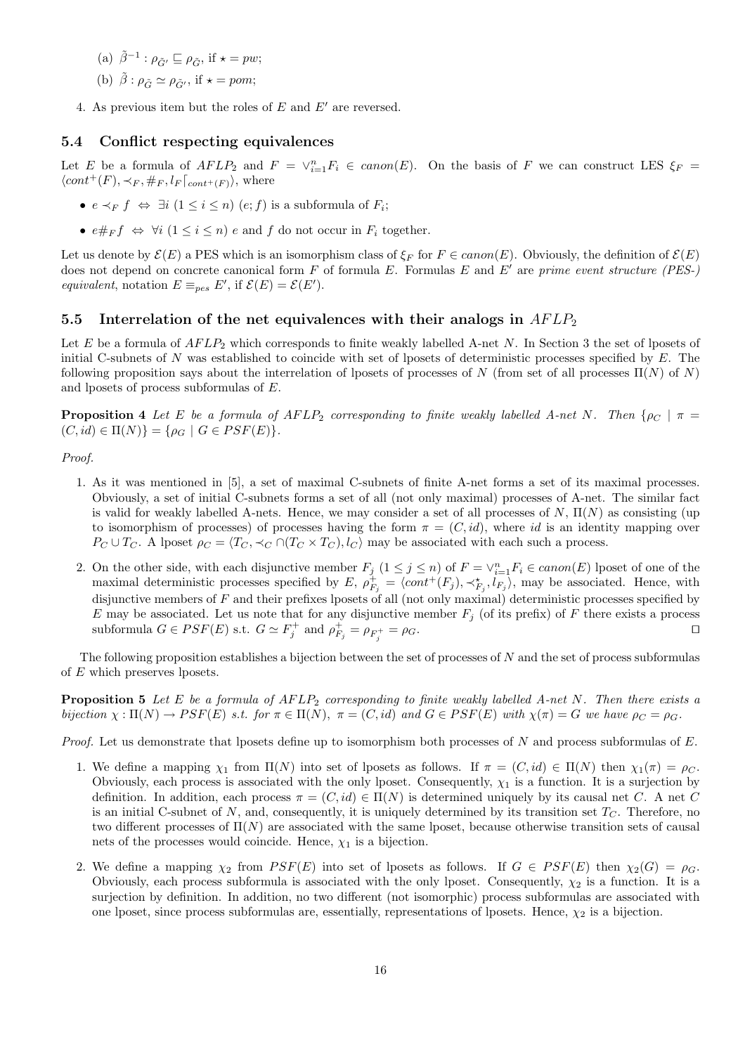(a) $\tilde{\beta}^{-1} : \rho_{\tilde{G}'} \sqsubseteq \rho_{\tilde{G}}$, if $\star = pw$;

(b) $\tilde{\beta} : \rho_{\tilde{G}} \simeq \rho_{\tilde{G}'}$, if $\star = pom$;

4. As previous item but the roles of $E$ and $E'$ are reversed.

### 5.4 Conflict respecting equivalences

Let $E$ be a formula of $AFLP_2$ and $F = \vee_{i=1}^{n} F_i \in canon(E)$. On the basis of $F$ we can construct LES $\xi_F = \langle cont^+(F), \prec_F, \#_F, l_F\lceil_{cont^+(F)}\rangle$, where

- $e \prec_F f \;\Leftrightarrow\; \exists i\ (1 \le i \le n)\ (e; f)$ is a subformula of $F_i$;
- $e \#_F f \;\Leftrightarrow\; \forall i\ (1 \le i \le n)\ e$ and $f$ do not occur in $F_i$ together.

Let us denote by $\mathcal{E}(E)$ a PES which is an isomorphism class of $\xi_F$ for $F \in canon(E)$. Obviously, the definition of $\mathcal{E}(E)$ does not depend on concrete canonical form $F$ of formula $E$. Formulas $E$ and $E'$ are *prime event structure (PES-) equivalent*, notation $E \equiv_{pes} E'$, if $\mathcal{E}(E) = \mathcal{E}(E')$.

### 5.5 Interrelation of the net equivalences with their analogs in $AFLP_2$

Let $E$ be a formula of $AFLP_2$ which corresponds to finite weakly labelled A-net $N$. In Section 3 the set of lposets of initial C-subnets of $N$ was established to coincide with set of lposets of deterministic processes specified by $E$. The following proposition says about the interrelation of lposets of processes of $N$ (from set of all processes $\Pi(N)$ of $N$) and lposets of process subformulas of $E$.

**Proposition 4** *Let $E$ be a formula of $AFLP_2$ corresponding to finite weakly labelled A-net $N$. Then $\{\rho_C \mid \pi = (C, id) \in \Pi(N)\} = \{\rho_G \mid G \in PSF(E)\}$.*

*Proof.*

1. As it was mentioned in [5], a set of maximal C-subnets of finite A-net forms a set of its maximal processes. Obviously, a set of initial C-subnets forms a set of all (not only maximal) processes of A-net. The similar fact is valid for weakly labelled A-nets. Hence, we may consider a set of all processes of $N$, $\Pi(N)$ as consisting (up to isomorphism of processes) of processes having the form $\pi = (C, id)$, where $id$ is an identity mapping over $P_C \cup T_C$. A lposet $\rho_C = \langle T_C, \prec_C \cap (T_C \times T_C), l_C\rangle$ may be associated with each such a process.

2. On the other side, with each disjunctive member $F_j$ $(1 \le j \le n)$ of $F = \vee_{i=1}^{n} F_i \in canon(E)$ lposet of one of the maximal deterministic processes specified by $E$, $\rho_{F_j}^{+} = \langle cont^+(F_j), \prec_{F_j}^{\star}, l_{F_j}\rangle$, may be associated. Hence, with disjunctive members of $F$ and their prefixes lposets of all (not only maximal) deterministic processes specified by $E$ may be associated. Let us note that for any disjunctive member $F_j$ (of its prefix) of $F$ there exists a process subformula $G \in PSF(E)$ s.t. $G \simeq F_j^{+}$ and $\rho_{F_j}^{+} = \rho_{F_j^{+}} = \rho_G$. $\square$

The following proposition establishes a bijection between the set of processes of $N$ and the set of process subformulas of $E$ which preserves lposets.

**Proposition 5** *Let $E$ be a formula of $AFLP_2$ corresponding to finite weakly labelled A-net $N$. Then there exists a bijection $\chi : \Pi(N) \to PSF(E)$ s.t. for $\pi \in \Pi(N)$, $\pi = (C, id)$ and $G \in PSF(E)$ with $\chi(\pi) = G$ we have $\rho_C = \rho_G$.*

*Proof.* Let us demonstrate that lposets define up to isomorphism both processes of $N$ and process subformulas of $E$.

1. We define a mapping $\chi_1$ from $\Pi(N)$ into set of lposets as follows. If $\pi = (C, id) \in \Pi(N)$ then $\chi_1(\pi) = \rho_C$. Obviously, each process is associated with the only lposet. Consequently, $\chi_1$ is a function. It is a surjection by definition. In addition, each process $\pi = (C, id) \in \Pi(N)$ is determined uniquely by its causal net $C$. A net $C$ is an initial C-subnet of $N$, and, consequently, it is uniquely determined by its transition set $T_C$. Therefore, no two different processes of $\Pi(N)$ are associated with the same lposet, because otherwise transition sets of causal nets of the processes would coincide. Hence, $\chi_1$ is a bijection.

2. We define a mapping $\chi_2$ from $PSF(E)$ into set of lposets as follows. If $G \in PSF(E)$ then $\chi_2(G) = \rho_G$. Obviously, each process subformula is associated with the only lposet. Consequently, $\chi_2$ is a function. It is a surjection by definition. In addition, no two different (not isomorphic) process subformulas are associated with one lposet, since process subformulas are, essentially, representations of lposets. Hence, $\chi_2$ is a bijection.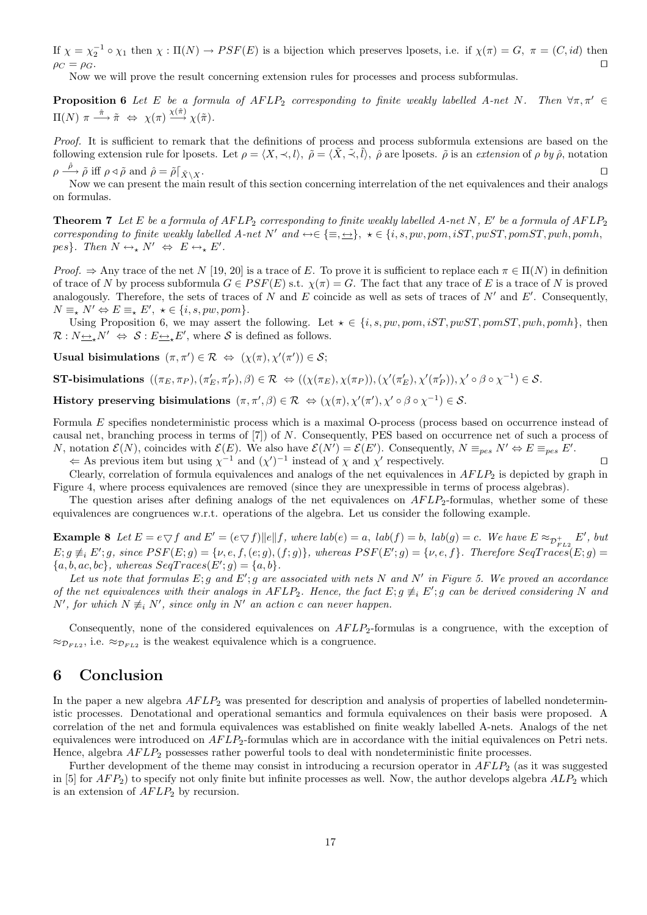If $\chi = \chi_2^{-1} \circ \chi_1$ then $\chi : \Pi(N) \to PSF(E)$ is a bijection which preserves lposets, i.e. if $\chi(\pi) = G,\ \pi = (C, id)$ then $\rho_C = \rho_G$. ◻

Now we will prove the result concerning extension rules for processes and process subformulas.

**Proposition 6** *Let $E$ be a formula of $AFLP_2$ corresponding to finite weakly labelled A-net $N$. Then $\forall \pi, \pi' \in \Pi(N)\ \pi \xrightarrow{\hat{\pi}} \tilde{\pi} \ \Leftrightarrow\ \chi(\pi) \xrightarrow{\chi(\hat{\pi})} \chi(\tilde{\pi})$.*

*Proof.* It is sufficient to remark that the definitions of process and process subformula extensions are based on the following extension rule for lposets. Let $\rho = \langle X, \prec, l\rangle,\ \tilde{\rho} = \langle \tilde{X}, \tilde{\prec}, \tilde{l}\rangle,\ \hat{\rho}$ are lposets. $\tilde{\rho}$ is an *extension* of $\rho$ *by* $\hat{\rho}$, notation $\rho \xrightarrow{\hat{\rho}} \tilde{\rho}$ iff $\rho \lhd \tilde{\rho}$ and $\hat{\rho} = \tilde{\rho}\lceil_{\tilde{X}\setminus X}$. ◻

Now we can present the main result of this section concerning interrelation of the net equivalences and their analogs on formulas.

**Theorem 7** *Let $E$ be a formula of $AFLP_2$ corresponding to finite weakly labelled A-net $N$, $E'$ be a formula of $AFLP_2$ corresponding to finite weakly labelled A-net $N'$ and $\leftrightarrow \in \{\equiv, \underline{\leftrightarrow}\}$, $\star \in \{i, s, pw, pom, iST, pwST, pomST, pwh, pomh, pes\}$. Then $N \leftrightarrow_\star N' \ \Leftrightarrow\ E \leftrightarrow_\star E'$.*

*Proof.* $\Rightarrow$ Any trace of the net $N$ [19, 20] is a trace of $E$. To prove it is sufficient to replace each $\pi \in \Pi(N)$ in definition of trace of $N$ by process subformula $G \in PSF(E)$ s.t. $\chi(\pi) = G$. The fact that any trace of $E$ is a trace of $N$ is proved analogously. Therefore, the sets of traces of $N$ and $E$ coincide as well as sets of traces of $N'$ and $E'$. Consequently, $N \equiv_\star N' \Leftrightarrow E \equiv_\star E',\ \star \in \{i, s, pw, pom\}$.

Using Proposition 6, we may assert the following. Let $\star \in \{i, s, pw, pom, iST, pwST, pomST, pwh, pomh\}$, then $\mathcal{R} : N \underline{\leftrightarrow}_\star N' \ \Leftrightarrow\ \mathcal{S} : E \underline{\leftrightarrow}_\star E'$, where $\mathcal{S}$ is defined as follows.

**Usual bisimulations** $(\pi, \pi') \in \mathcal{R} \ \Leftrightarrow\ (\chi(\pi), \chi'(\pi')) \in \mathcal{S}$;

**ST-bisimulations** $((\pi_E, \pi_P), (\pi'_E, \pi'_P), \beta) \in \mathcal{R} \ \Leftrightarrow ((\chi(\pi_E), \chi(\pi_P)), (\chi'(\pi'_E), \chi'(\pi'_P)), \chi' \circ \beta \circ \chi^{-1}) \in \mathcal{S}$.

**History preserving bisimulations** $(\pi, \pi', \beta) \in \mathcal{R} \ \Leftrightarrow (\chi(\pi), \chi'(\pi'), \chi' \circ \beta \circ \chi^{-1}) \in \mathcal{S}$.

Formula $E$ specifies nondeterministic process which is a maximal O-process (process based on occurrence instead of causal net, branching process in terms of [7]) of $N$. Consequently, PES based on occurrence net of such a process of $N$, notation $\mathcal{E}(N)$, coincides with $\mathcal{E}(E)$. We also have $\mathcal{E}(N') = \mathcal{E}(E')$. Consequently, $N \equiv_{pes} N' \Leftrightarrow E \equiv_{pes} E'$.

$\Leftarrow$ As previous item but using $\chi^{-1}$ and $(\chi')^{-1}$ instead of $\chi$ and $\chi'$ respectively. ◻

Clearly, correlation of formula equivalences and analogs of the net equivalences in $AFLP_2$ is depicted by graph in Figure 4, where process equivalences are removed (since they are unexpressible in terms of process algebras).

The question arises after defining analogs of the net equivalences on $AFLP_2$-formulas, whether some of these equivalences are congruences w.r.t. operations of the algebra. Let us consider the following example.

**Example 8** *Let $E = e \triangledown f$ and $E' = (e \triangledown f) \| e \| f$, where $lab(e) = a,\ lab(f) = b,\ lab(g) = c$. We have $E \approx_{\mathcal{D}^+_{FL2}} E'$, but $E; g \not\equiv_i E'; g$, since $PSF(E; g) = \{\nu, e, f, (e; g), (f; g)\}$, whereas $PSF(E'; g) = \{\nu, e, f\}$. Therefore $SeqTraces(E; g) = \{a, b, ac, bc\}$, whereas $SeqTraces(E'; g) = \{a, b\}$.*

*Let us note that formulas $E; g$ and $E'; g$ are associated with nets $N$ and $N'$ in Figure 5. We proved an accordance of the net equivalences with their analogs in $AFLP_2$. Hence, the fact $E; g \not\equiv_i E'; g$ can be derived considering $N$ and $N'$, for which $N \not\equiv_i N'$, since only in $N'$ an action $c$ can never happen.*

Consequently, none of the considered equivalences on $AFLP_2$-formulas is a congruence, with the exception of $\approx_{\mathcal{D}_{FL2}}$, i.e. $\approx_{\mathcal{D}_{FL2}}$ is the weakest equivalence which is a congruence.

# 6 Conclusion

In the paper a new algebra $AFLP_2$ was presented for description and analysis of properties of labelled nondeterministic processes. Denotational and operational semantics and formula equivalences on their basis were proposed. A correlation of the net and formula equivalences was established on finite weakly labelled A-nets. Analogs of the net equivalences were introduced on $AFLP_2$-formulas which are in accordance with the initial equivalences on Petri nets. Hence, algebra $AFLP_2$ possesses rather powerful tools to deal with nondeterministic finite processes.

Further development of the theme may consist in introducing a recursion operator in $AFLP_2$ (as it was suggested in [5] for $AFP_2$) to specify not only finite but infinite processes as well. Now, the author develops algebra $ALP_2$ which is an extension of $AFLP_2$ by recursion.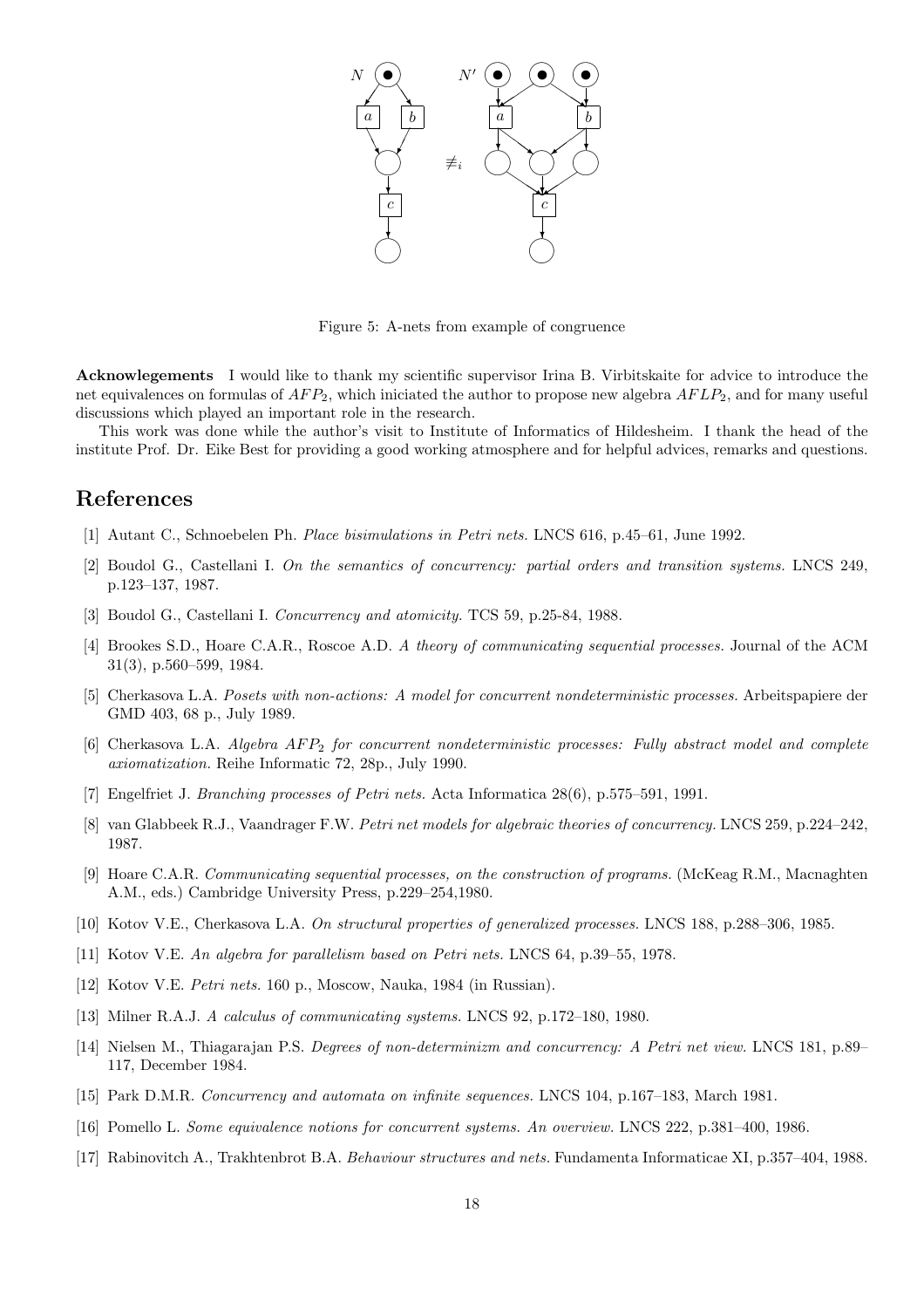Figure 5: A-nets from example of congruence

**Acknowlegements** I would like to thank my scientific supervisor Irina B. Virbitskaite for advice to introduce the net equivalences on formulas of $AFP_2$, which iniciated the author to propose new algebra $AFLP_2$, and for many useful discussions which played an important role in the research.

This work was done while the author's visit to Institute of Informatics of Hildesheim. I thank the head of the institute Prof. Dr. Eike Best for providing a good working atmosphere and for helpful advices, remarks and questions.

# References

[1] Autant C., Schnoebelen Ph. *Place bisimulations in Petri nets.* LNCS 616, p.45–61, June 1992.

[2] Boudol G., Castellani I. *On the semantics of concurrency: partial orders and transition systems.* LNCS 249, p.123–137, 1987.

[3] Boudol G., Castellani I. *Concurrency and atomicity.* TCS 59, p.25-84, 1988.

[4] Brookes S.D., Hoare C.A.R., Roscoe A.D. *A theory of communicating sequential processes.* Journal of the ACM 31(3), p.560–599, 1984.

[5] Cherkasova L.A. *Posets with non-actions: A model for concurrent nondeterministic processes.* Arbeitspapiere der GMD 403, 68 p., July 1989.

[6] Cherkasova L.A. *Algebra $AFP_2$ for concurrent nondeterministic processes: Fully abstract model and complete axiomatization.* Reihe Informatic 72, 28p., July 1990.

[7] Engelfriet J. *Branching processes of Petri nets.* Acta Informatica 28(6), p.575–591, 1991.

[8] van Glabbeek R.J., Vaandrager F.W. *Petri net models for algebraic theories of concurrency.* LNCS 259, p.224–242, 1987.

[9] Hoare C.A.R. *Communicating sequential processes, on the construction of programs.* (McKeag R.M., Macnaghten A.M., eds.) Cambridge University Press, p.229–254,1980.

[10] Kotov V.E., Cherkasova L.A. *On structural properties of generalized processes.* LNCS 188, p.288–306, 1985.

[11] Kotov V.E. *An algebra for parallelism based on Petri nets.* LNCS 64, p.39–55, 1978.

[12] Kotov V.E. *Petri nets.* 160 p., Moscow, Nauka, 1984 (in Russian).

[13] Milner R.A.J. *A calculus of communicating systems.* LNCS 92, p.172–180, 1980.

[14] Nielsen M., Thiagarajan P.S. *Degrees of non-determinizm and concurrency: A Petri net view.* LNCS 181, p.89–117, December 1984.

[15] Park D.M.R. *Concurrency and automata on infinite sequences.* LNCS 104, p.167–183, March 1981.

[16] Pomello L. *Some equivalence notions for concurrent systems. An overview.* LNCS 222, p.381–400, 1986.

[17] Rabinovitch A., Trakhtenbrot B.A. *Behaviour structures and nets.* Fundamenta Informaticae XI, p.357–404, 1988.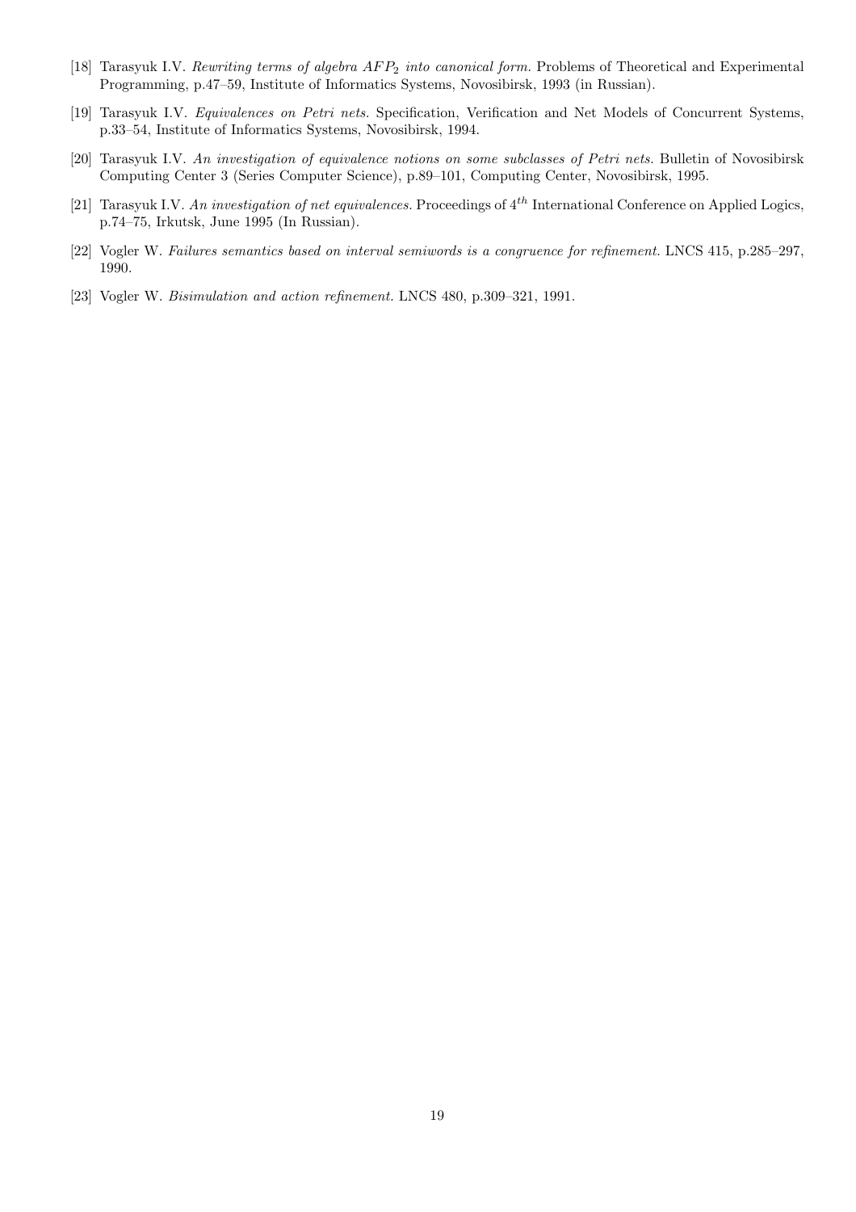[18] Tarasyuk I.V. *Rewriting terms of algebra $AFP_2$ into canonical form.* Problems of Theoretical and Experimental Programming, p.47–59, Institute of Informatics Systems, Novosibirsk, 1993 (in Russian).

[19] Tarasyuk I.V. *Equivalences on Petri nets.* Specification, Verification and Net Models of Concurrent Systems, p.33–54, Institute of Informatics Systems, Novosibirsk, 1994.

[20] Tarasyuk I.V. *An investigation of equivalence notions on some subclasses of Petri nets.* Bulletin of Novosibirsk Computing Center 3 (Series Computer Science), p.89–101, Computing Center, Novosibirsk, 1995.

[21] Tarasyuk I.V. *An investigation of net equivalences.* Proceedings of $4^{th}$ International Conference on Applied Logics, p.74–75, Irkutsk, June 1995 (In Russian).

[22] Vogler W. *Failures semantics based on interval semiwords is a congruence for refinement.* LNCS 415, p.285–297, 1990.

[23] Vogler W. *Bisimulation and action refinement.* LNCS 480, p.309–321, 1991.